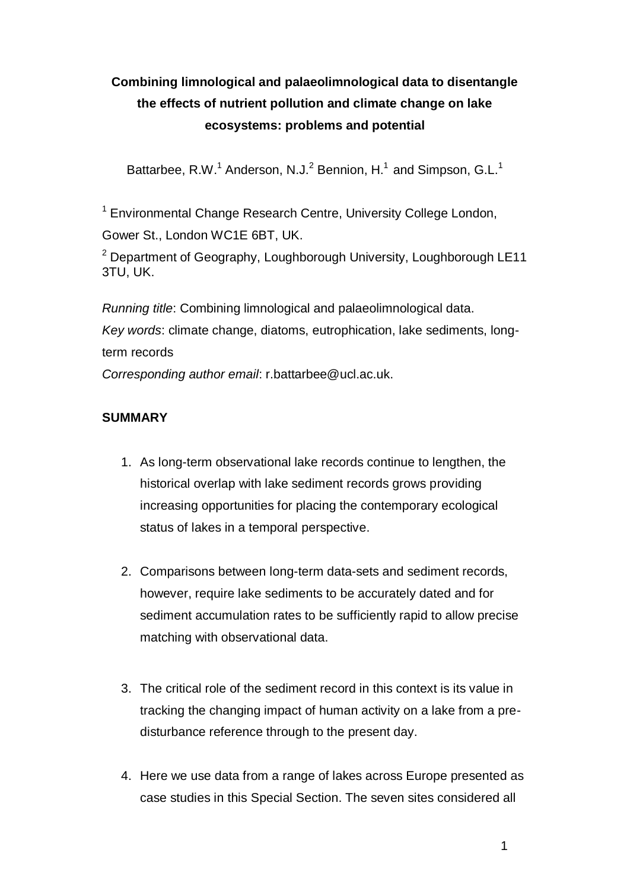# Combining limnological and palaeolimnological data to disentangle the effects of nutrient pollution and climate change on lake ecosystems: problems and potential

Battarbee, R.W.[1] Anderson, N.J.[2] Bennion, H.[1] and Simpson, G.L.[1]

[1] Environmental Change Research Centre, University College London, Gower St., London WC1E 6BT, UK.

[2] Department of Geography, Loughborough University, Loughborough LE11 3TU, UK.

*Running title*: Combining limnological and palaeolimnological data.

*Key words*: climate change, diatoms, eutrophication, lake sediments, long-term records

*Corresponding author email*: r.battarbee@ucl.ac.uk.

## SUMMARY

1. As long-term observational lake records continue to lengthen, the historical overlap with lake sediment records grows providing increasing opportunities for placing the contemporary ecological status of lakes in a temporal perspective.

2. Comparisons between long-term data-sets and sediment records, however, require lake sediments to be accurately dated and for sediment accumulation rates to be sufficiently rapid to allow precise matching with observational data.

3. The critical role of the sediment record in this context is its value in tracking the changing impact of human activity on a lake from a pre-disturbance reference through to the present day.

4. Here we use data from a range of lakes across Europe presented as case studies in this Special Section. The seven sites considered all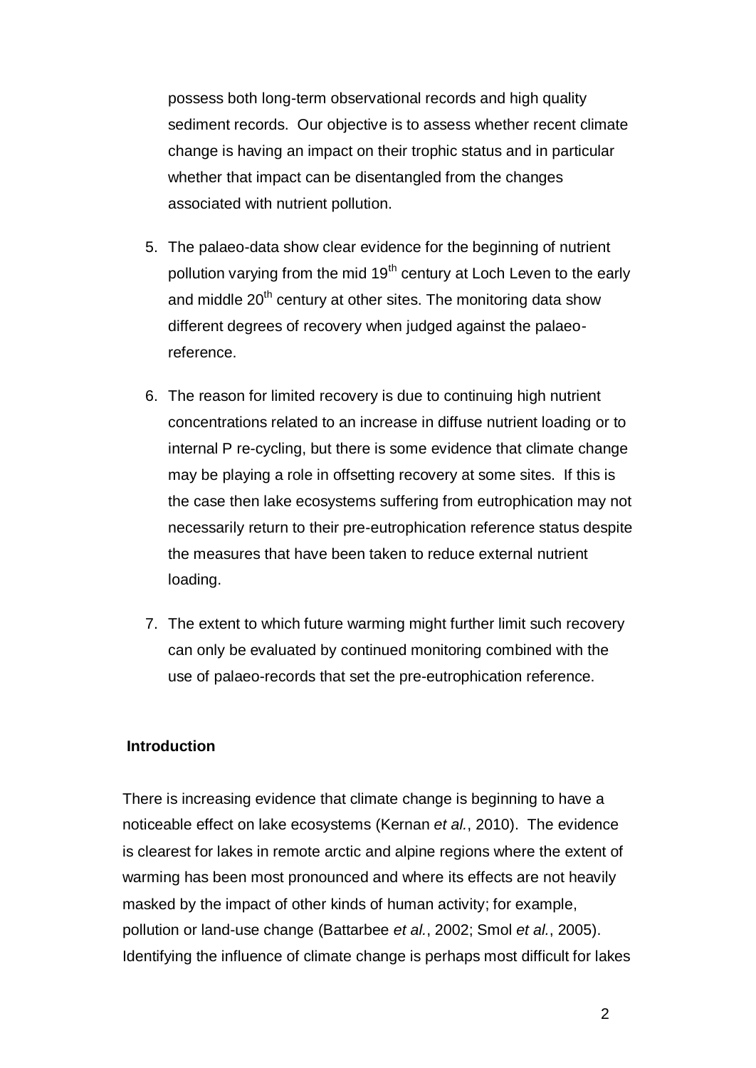possess both long-term observational records and high quality sediment records. Our objective is to assess whether recent climate change is having an impact on their trophic status and in particular whether that impact can be disentangled from the changes associated with nutrient pollution.

5. The palaeo-data show clear evidence for the beginning of nutrient pollution varying from the mid 19th century at Loch Leven to the early and middle 20th century at other sites. The monitoring data show different degrees of recovery when judged against the palaeo-reference.

6. The reason for limited recovery is due to continuing high nutrient concentrations related to an increase in diffuse nutrient loading or to internal P re-cycling, but there is some evidence that climate change may be playing a role in offsetting recovery at some sites. If this is the case then lake ecosystems suffering from eutrophication may not necessarily return to their pre-eutrophication reference status despite the measures that have been taken to reduce external nutrient loading.

7. The extent to which future warming might further limit such recovery can only be evaluated by continued monitoring combined with the use of palaeo-records that set the pre-eutrophication reference.

## Introduction

There is increasing evidence that climate change is beginning to have a noticeable effect on lake ecosystems (Kernan *et al.*, 2010). The evidence is clearest for lakes in remote arctic and alpine regions where the extent of warming has been most pronounced and where its effects are not heavily masked by the impact of other kinds of human activity; for example, pollution or land-use change (Battarbee *et al.*, 2002; Smol *et al.*, 2005). Identifying the influence of climate change is perhaps most difficult for lakes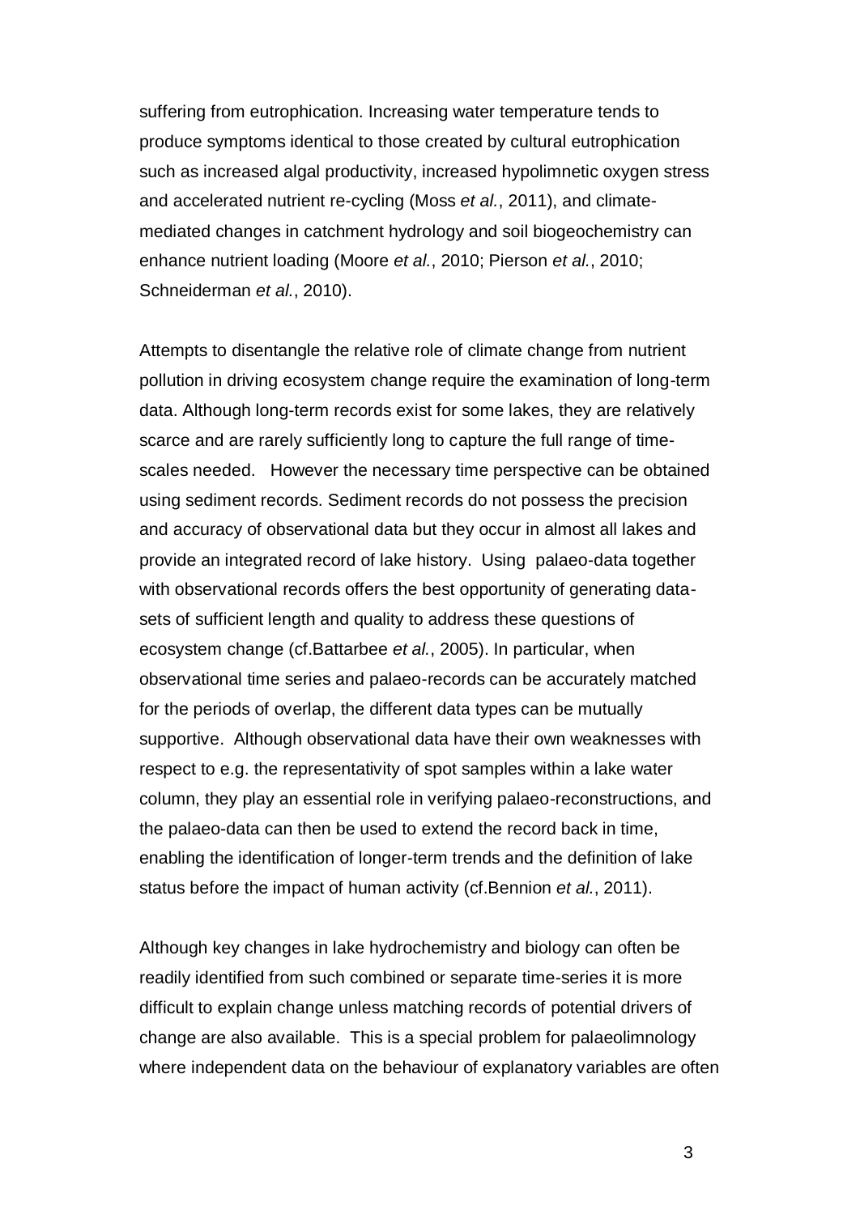suffering from eutrophication. Increasing water temperature tends to produce symptoms identical to those created by cultural eutrophication such as increased algal productivity, increased hypolimnetic oxygen stress and accelerated nutrient re-cycling (Moss *et al.*, 2011), and climate-mediated changes in catchment hydrology and soil biogeochemistry can enhance nutrient loading (Moore *et al.*, 2010; Pierson *et al.*, 2010; Schneiderman *et al.*, 2010).

Attempts to disentangle the relative role of climate change from nutrient pollution in driving ecosystem change require the examination of long-term data. Although long-term records exist for some lakes, they are relatively scarce and are rarely sufficiently long to capture the full range of time-scales needed. However the necessary time perspective can be obtained using sediment records. Sediment records do not possess the precision and accuracy of observational data but they occur in almost all lakes and provide an integrated record of lake history. Using palaeo-data together with observational records offers the best opportunity of generating data-sets of sufficient length and quality to address these questions of ecosystem change (cf.Battarbee *et al.*, 2005). In particular, when observational time series and palaeo-records can be accurately matched for the periods of overlap, the different data types can be mutually supportive. Although observational data have their own weaknesses with respect to e.g. the representativity of spot samples within a lake water column, they play an essential role in verifying palaeo-reconstructions, and the palaeo-data can then be used to extend the record back in time, enabling the identification of longer-term trends and the definition of lake status before the impact of human activity (cf.Bennion *et al.*, 2011).

Although key changes in lake hydrochemistry and biology can often be readily identified from such combined or separate time-series it is more difficult to explain change unless matching records of potential drivers of change are also available. This is a special problem for palaeolimnology where independent data on the behaviour of explanatory variables are often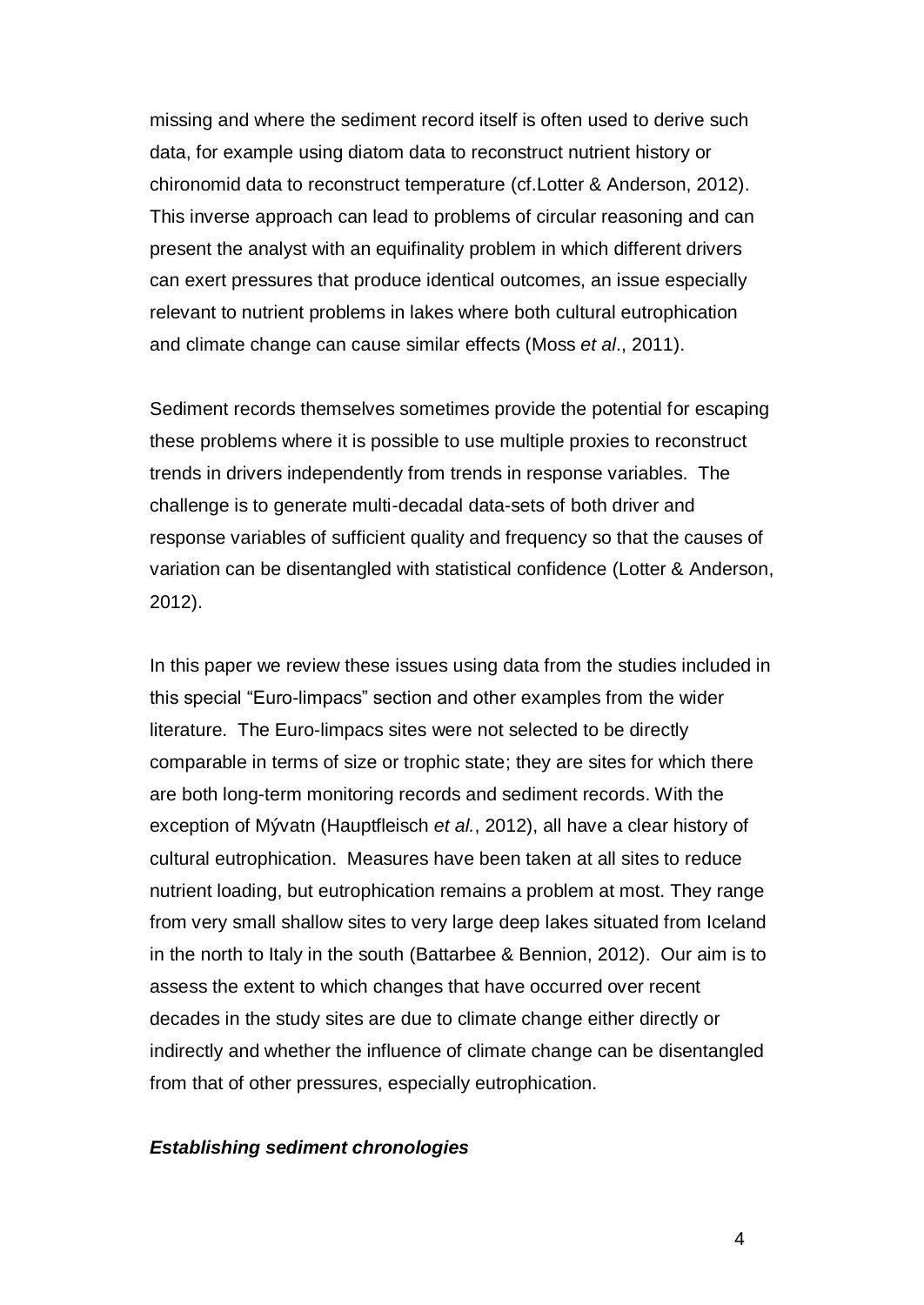missing and where the sediment record itself is often used to derive such data, for example using diatom data to reconstruct nutrient history or chironomid data to reconstruct temperature (cf.Lotter & Anderson, 2012). This inverse approach can lead to problems of circular reasoning and can present the analyst with an equifinality problem in which different drivers can exert pressures that produce identical outcomes, an issue especially relevant to nutrient problems in lakes where both cultural eutrophication and climate change can cause similar effects (Moss *et al*., 2011).

Sediment records themselves sometimes provide the potential for escaping these problems where it is possible to use multiple proxies to reconstruct trends in drivers independently from trends in response variables. The challenge is to generate multi-decadal data-sets of both driver and response variables of sufficient quality and frequency so that the causes of variation can be disentangled with statistical confidence (Lotter & Anderson, 2012).

In this paper we review these issues using data from the studies included in this special "Euro-limpacs" section and other examples from the wider literature. The Euro-limpacs sites were not selected to be directly comparable in terms of size or trophic state; they are sites for which there are both long-term monitoring records and sediment records. With the exception of Mývatn (Hauptfleisch *et al.*, 2012), all have a clear history of cultural eutrophication. Measures have been taken at all sites to reduce nutrient loading, but eutrophication remains a problem at most. They range from very small shallow sites to very large deep lakes situated from Iceland in the north to Italy in the south (Battarbee & Bennion, 2012). Our aim is to assess the extent to which changes that have occurred over recent decades in the study sites are due to climate change either directly or indirectly and whether the influence of climate change can be disentangled from that of other pressures, especially eutrophication.

***Establishing sediment chronologies***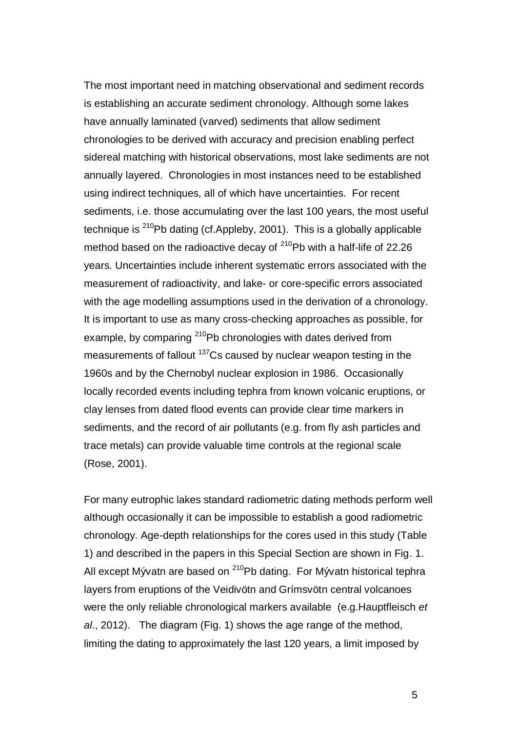The most important need in matching observational and sediment records is establishing an accurate sediment chronology. Although some lakes have annually laminated (varved) sediments that allow sediment chronologies to be derived with accuracy and precision enabling perfect sidereal matching with historical observations, most lake sediments are not annually layered. Chronologies in most instances need to be established using indirect techniques, all of which have uncertainties. For recent sediments, i.e. those accumulating over the last 100 years, the most useful technique is $^{210}$Pb dating (cf.Appleby, 2001). This is a globally applicable method based on the radioactive decay of $^{210}$Pb with a half-life of 22.26 years. Uncertainties include inherent systematic errors associated with the measurement of radioactivity, and lake- or core-specific errors associated with the age modelling assumptions used in the derivation of a chronology. It is important to use as many cross-checking approaches as possible, for example, by comparing $^{210}$Pb chronologies with dates derived from measurements of fallout $^{137}$Cs caused by nuclear weapon testing in the 1960s and by the Chernobyl nuclear explosion in 1986. Occasionally locally recorded events including tephra from known volcanic eruptions, or clay lenses from dated flood events can provide clear time markers in sediments, and the record of air pollutants (e.g. from fly ash particles and trace metals) can provide valuable time controls at the regional scale (Rose, 2001).

For many eutrophic lakes standard radiometric dating methods perform well although occasionally it can be impossible to establish a good radiometric chronology. Age-depth relationships for the cores used in this study (Table 1) and described in the papers in this Special Section are shown in Fig. 1. All except Mývatn are based on $^{210}$Pb dating. For Mývatn historical tephra layers from eruptions of the Veidivötn and Grímsvötn central volcanoes were the only reliable chronological markers available (e.g.Hauptfleisch *et al*., 2012). The diagram (Fig. 1) shows the age range of the method, limiting the dating to approximately the last 120 years, a limit imposed by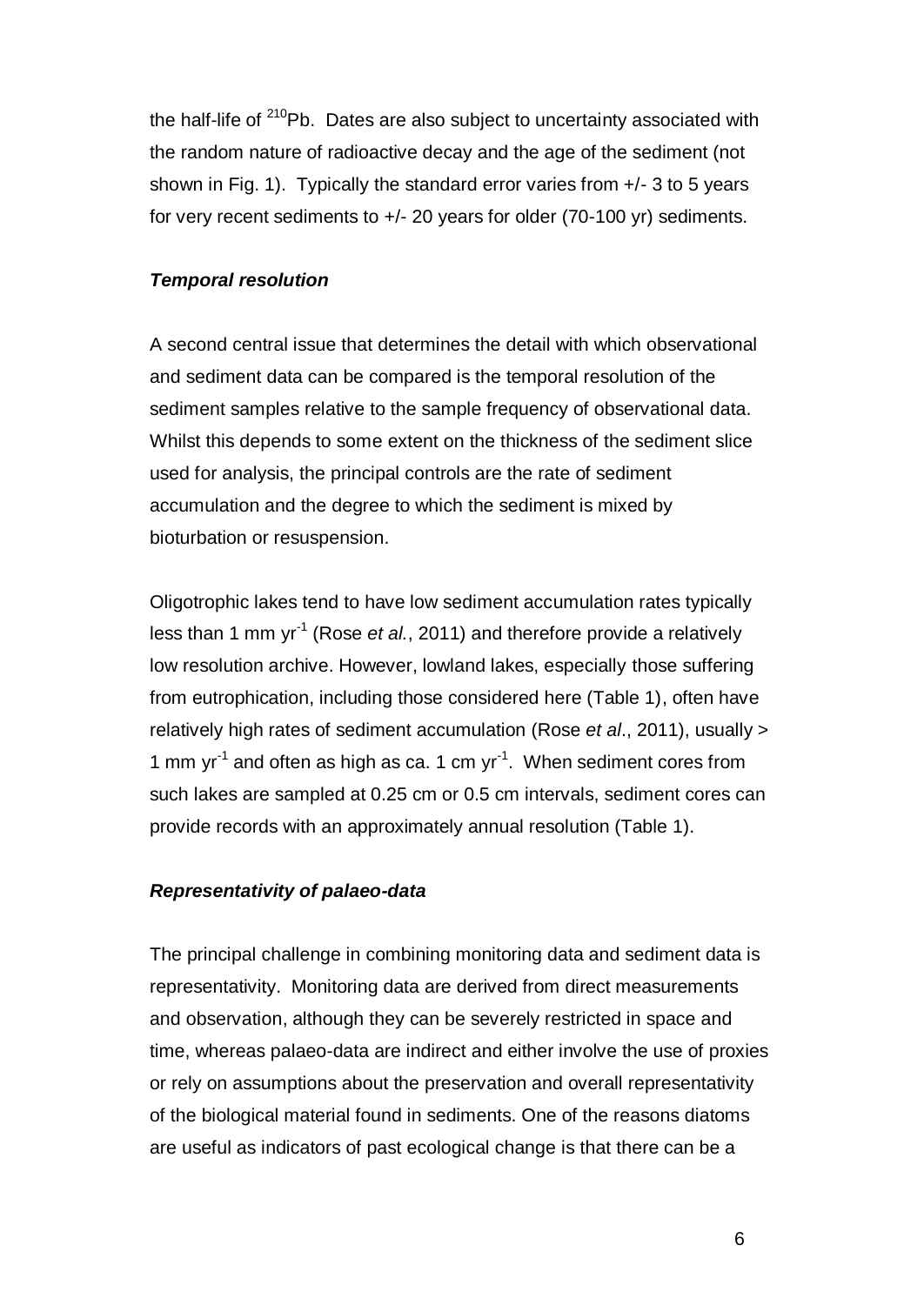the half-life of $^{210}$Pb. Dates are also subject to uncertainty associated with the random nature of radioactive decay and the age of the sediment (not shown in Fig. 1). Typically the standard error varies from +/- 3 to 5 years for very recent sediments to +/- 20 years for older (70-100 yr) sediments.

***Temporal resolution***

A second central issue that determines the detail with which observational and sediment data can be compared is the temporal resolution of the sediment samples relative to the sample frequency of observational data. Whilst this depends to some extent on the thickness of the sediment slice used for analysis, the principal controls are the rate of sediment accumulation and the degree to which the sediment is mixed by bioturbation or resuspension.

Oligotrophic lakes tend to have low sediment accumulation rates typically less than 1 mm $yr^{-1}$ (Rose *et al.*, 2011) and therefore provide a relatively low resolution archive. However, lowland lakes, especially those suffering from eutrophication, including those considered here (Table 1), often have relatively high rates of sediment accumulation (Rose *et al*., 2011), usually > 1 mm $yr^{-1}$ and often as high as ca. 1 cm $yr^{-1}$. When sediment cores from such lakes are sampled at 0.25 cm or 0.5 cm intervals, sediment cores can provide records with an approximately annual resolution (Table 1).

***Representativity of palaeo-data***

The principal challenge in combining monitoring data and sediment data is representativity. Monitoring data are derived from direct measurements and observation, although they can be severely restricted in space and time, whereas palaeo-data are indirect and either involve the use of proxies or rely on assumptions about the preservation and overall representativity of the biological material found in sediments. One of the reasons diatoms are useful as indicators of past ecological change is that there can be a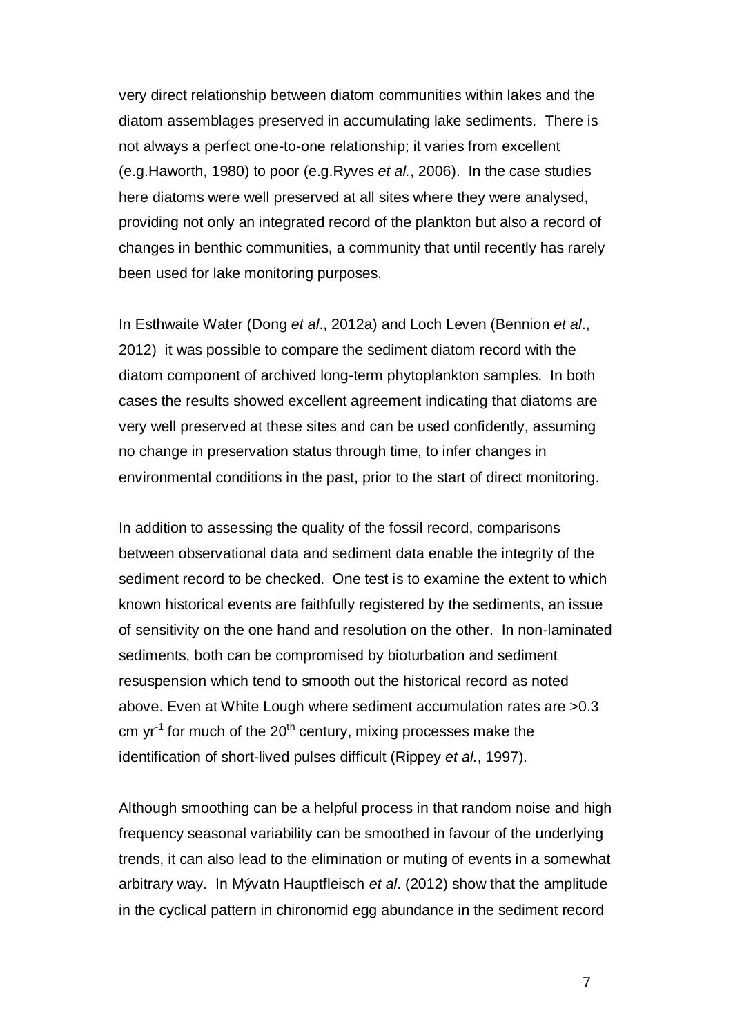very direct relationship between diatom communities within lakes and the diatom assemblages preserved in accumulating lake sediments. There is not always a perfect one-to-one relationship; it varies from excellent (e.g.Haworth, 1980) to poor (e.g.Ryves *et al.*, 2006). In the case studies here diatoms were well preserved at all sites where they were analysed, providing not only an integrated record of the plankton but also a record of changes in benthic communities, a community that until recently has rarely been used for lake monitoring purposes.

In Esthwaite Water (Dong *et al*., 2012a) and Loch Leven (Bennion *et al*., 2012) it was possible to compare the sediment diatom record with the diatom component of archived long-term phytoplankton samples. In both cases the results showed excellent agreement indicating that diatoms are very well preserved at these sites and can be used confidently, assuming no change in preservation status through time, to infer changes in environmental conditions in the past, prior to the start of direct monitoring.

In addition to assessing the quality of the fossil record, comparisons between observational data and sediment data enable the integrity of the sediment record to be checked. One test is to examine the extent to which known historical events are faithfully registered by the sediments, an issue of sensitivity on the one hand and resolution on the other. In non-laminated sediments, both can be compromised by bioturbation and sediment resuspension which tend to smooth out the historical record as noted above. Even at White Lough where sediment accumulation rates are >0.3 cm $yr^{-1}$ for much of the 20th century, mixing processes make the identification of short-lived pulses difficult (Rippey *et al.*, 1997).

Although smoothing can be a helpful process in that random noise and high frequency seasonal variability can be smoothed in favour of the underlying trends, it can also lead to the elimination or muting of events in a somewhat arbitrary way. In Mývatn Hauptfleisch *et al*. (2012) show that the amplitude in the cyclical pattern in chironomid egg abundance in the sediment record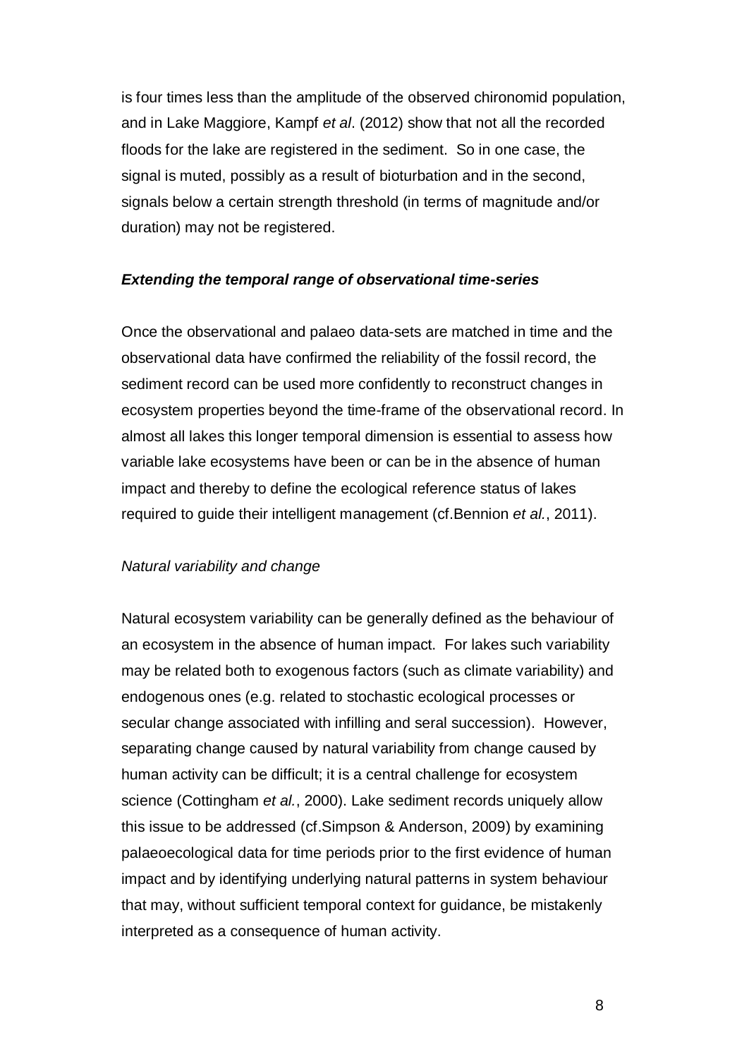is four times less than the amplitude of the observed chironomid population, and in Lake Maggiore, Kampf *et al*. (2012) show that not all the recorded floods for the lake are registered in the sediment. So in one case, the signal is muted, possibly as a result of bioturbation and in the second, signals below a certain strength threshold (in terms of magnitude and/or duration) may not be registered.

### ***Extending the temporal range of observational time-series***

Once the observational and palaeo data-sets are matched in time and the observational data have confirmed the reliability of the fossil record, the sediment record can be used more confidently to reconstruct changes in ecosystem properties beyond the time-frame of the observational record. In almost all lakes this longer temporal dimension is essential to assess how variable lake ecosystems have been or can be in the absence of human impact and thereby to define the ecological reference status of lakes required to guide their intelligent management (cf.Bennion *et al.*, 2011).

#### *Natural variability and change*

Natural ecosystem variability can be generally defined as the behaviour of an ecosystem in the absence of human impact. For lakes such variability may be related both to exogenous factors (such as climate variability) and endogenous ones (e.g. related to stochastic ecological processes or secular change associated with infilling and seral succession). However, separating change caused by natural variability from change caused by human activity can be difficult; it is a central challenge for ecosystem science (Cottingham *et al.*, 2000). Lake sediment records uniquely allow this issue to be addressed (cf.Simpson & Anderson, 2009) by examining palaeoecological data for time periods prior to the first evidence of human impact and by identifying underlying natural patterns in system behaviour that may, without sufficient temporal context for guidance, be mistakenly interpreted as a consequence of human activity.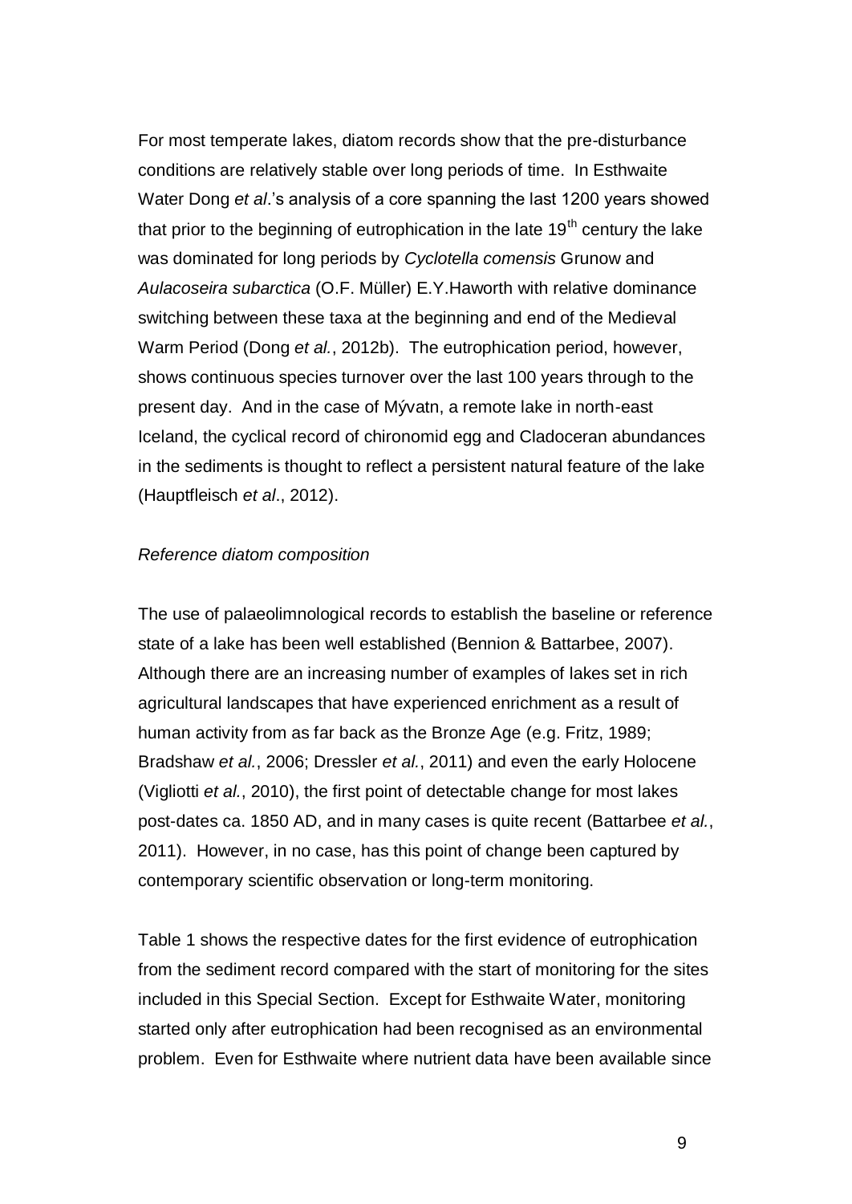For most temperate lakes, diatom records show that the pre-disturbance conditions are relatively stable over long periods of time. In Esthwaite Water Dong *et al*.'s analysis of a core spanning the last 1200 years showed that prior to the beginning of eutrophication in the late 19$^{th}$ century the lake was dominated for long periods by *Cyclotella comensis* Grunow and *Aulacoseira subarctica* (O.F. Müller) E.Y.Haworth with relative dominance switching between these taxa at the beginning and end of the Medieval Warm Period (Dong *et al.*, 2012b). The eutrophication period, however, shows continuous species turnover over the last 100 years through to the present day. And in the case of Mývatn, a remote lake in north-east Iceland, the cyclical record of chironomid egg and Cladoceran abundances in the sediments is thought to reflect a persistent natural feature of the lake (Hauptfleisch *et al*., 2012).

*Reference diatom composition*

The use of palaeolimnological records to establish the baseline or reference state of a lake has been well established (Bennion & Battarbee, 2007). Although there are an increasing number of examples of lakes set in rich agricultural landscapes that have experienced enrichment as a result of human activity from as far back as the Bronze Age (e.g. Fritz, 1989; Bradshaw *et al.*, 2006; Dressler *et al.*, 2011) and even the early Holocene (Vigliotti *et al.*, 2010), the first point of detectable change for most lakes post-dates ca. 1850 AD, and in many cases is quite recent (Battarbee *et al.*, 2011). However, in no case, has this point of change been captured by contemporary scientific observation or long-term monitoring.

Table 1 shows the respective dates for the first evidence of eutrophication from the sediment record compared with the start of monitoring for the sites included in this Special Section. Except for Esthwaite Water, monitoring started only after eutrophication had been recognised as an environmental problem. Even for Esthwaite where nutrient data have been available since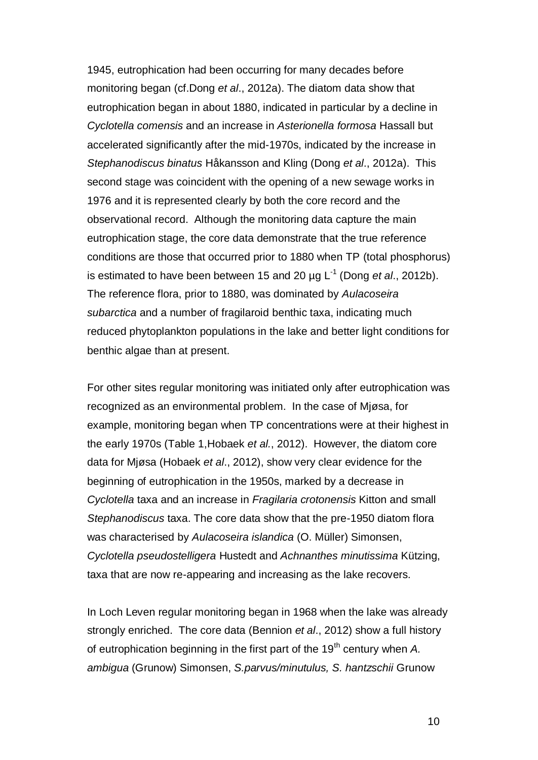1945, eutrophication had been occurring for many decades before monitoring began (cf.Dong *et al*., 2012a). The diatom data show that eutrophication began in about 1880, indicated in particular by a decline in *Cyclotella comensis* and an increase in *Asterionella formosa* Hassall but accelerated significantly after the mid-1970s, indicated by the increase in *Stephanodiscus binatus* Håkansson and Kling (Dong *et al*., 2012a). This second stage was coincident with the opening of a new sewage works in 1976 and it is represented clearly by both the core record and the observational record. Although the monitoring data capture the main eutrophication stage, the core data demonstrate that the true reference conditions are those that occurred prior to 1880 when TP (total phosphorus) is estimated to have been between 15 and 20 µg $L^{-1}$ (Dong *et al*., 2012b). The reference flora, prior to 1880, was dominated by *Aulacoseira subarctica* and a number of fragilaroid benthic taxa, indicating much reduced phytoplankton populations in the lake and better light conditions for benthic algae than at present.

For other sites regular monitoring was initiated only after eutrophication was recognized as an environmental problem. In the case of Mjøsa, for example, monitoring began when TP concentrations were at their highest in the early 1970s (Table 1,Hobaek *et al.*, 2012). However, the diatom core data for Mjøsa (Hobaek *et al*., 2012), show very clear evidence for the beginning of eutrophication in the 1950s, marked by a decrease in *Cyclotella* taxa and an increase in *Fragilaria crotonensis* Kitton and small *Stephanodiscus* taxa. The core data show that the pre-1950 diatom flora was characterised by *Aulacoseira islandica* (O. Müller) Simonsen, *Cyclotella pseudostelligera* Hustedt and *Achnanthes minutissima* Kützing, taxa that are now re-appearing and increasing as the lake recovers.

In Loch Leven regular monitoring began in 1968 when the lake was already strongly enriched. The core data (Bennion *et al*., 2012) show a full history of eutrophication beginning in the first part of the 19th century when *A. ambigua* (Grunow) Simonsen, *S.parvus/minutulus, S. hantzschii* Grunow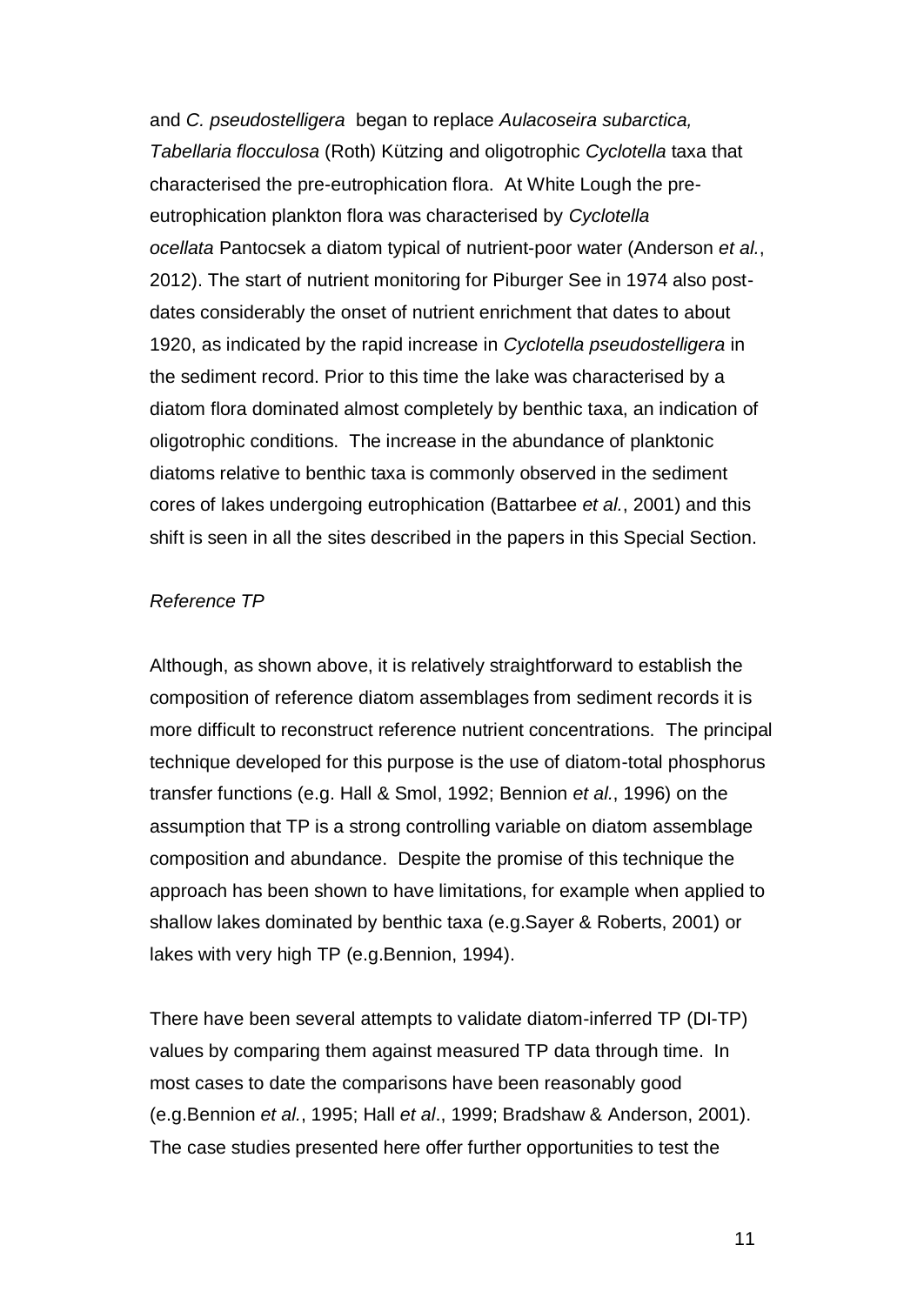and *C. pseudostelligera* began to replace *Aulacoseira subarctica, Tabellaria flocculosa* (Roth) Kützing and oligotrophic *Cyclotella* taxa that characterised the pre-eutrophication flora. At White Lough the pre-eutrophication plankton flora was characterised by *Cyclotella ocellata* Pantocsek a diatom typical of nutrient-poor water (Anderson *et al.*, 2012). The start of nutrient monitoring for Piburger See in 1974 also post-dates considerably the onset of nutrient enrichment that dates to about 1920, as indicated by the rapid increase in *Cyclotella pseudostelligera* in the sediment record. Prior to this time the lake was characterised by a diatom flora dominated almost completely by benthic taxa, an indication of oligotrophic conditions. The increase in the abundance of planktonic diatoms relative to benthic taxa is commonly observed in the sediment cores of lakes undergoing eutrophication (Battarbee *et al.*, 2001) and this shift is seen in all the sites described in the papers in this Special Section.

*Reference TP*

Although, as shown above, it is relatively straightforward to establish the composition of reference diatom assemblages from sediment records it is more difficult to reconstruct reference nutrient concentrations. The principal technique developed for this purpose is the use of diatom-total phosphorus transfer functions (e.g. Hall & Smol, 1992; Bennion *et al.*, 1996) on the assumption that TP is a strong controlling variable on diatom assemblage composition and abundance. Despite the promise of this technique the approach has been shown to have limitations, for example when applied to shallow lakes dominated by benthic taxa (e.g.Sayer & Roberts, 2001) or lakes with very high TP (e.g.Bennion, 1994).

There have been several attempts to validate diatom-inferred TP (DI-TP) values by comparing them against measured TP data through time. In most cases to date the comparisons have been reasonably good (e.g.Bennion *et al.*, 1995; Hall *et al*., 1999; Bradshaw & Anderson, 2001). The case studies presented here offer further opportunities to test the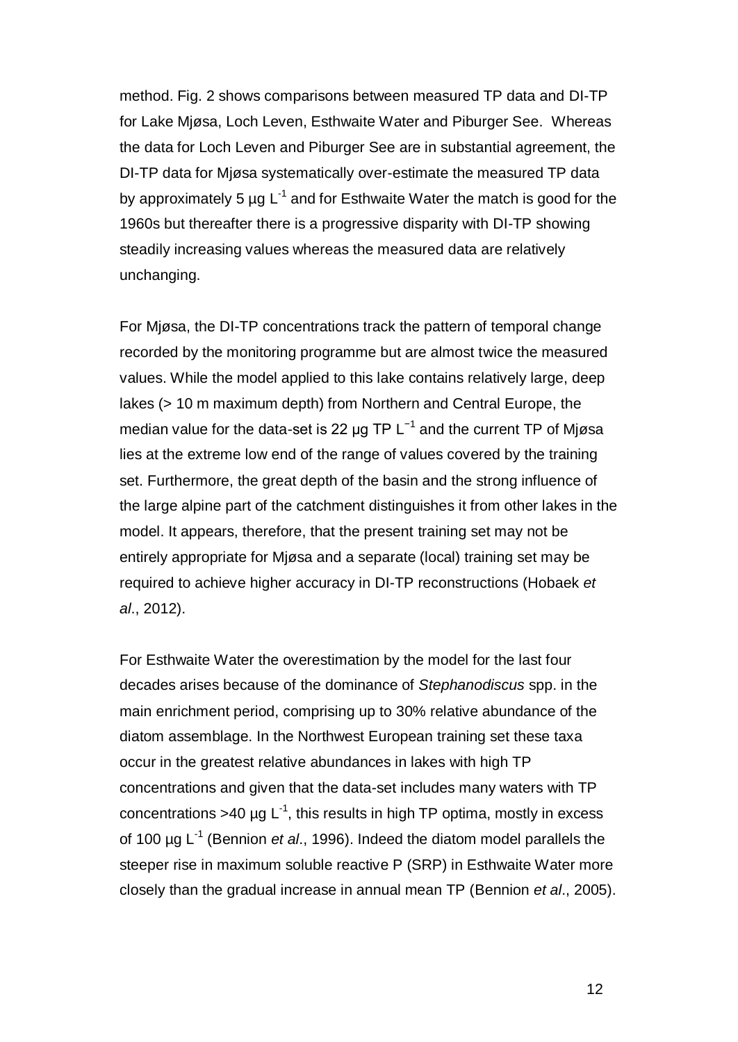method. Fig. 2 shows comparisons between measured TP data and DI-TP for Lake Mjøsa, Loch Leven, Esthwaite Water and Piburger See. Whereas the data for Loch Leven and Piburger See are in substantial agreement, the DI-TP data for Mjøsa systematically over-estimate the measured TP data by approximately 5 µg $L^{-1}$ and for Esthwaite Water the match is good for the 1960s but thereafter there is a progressive disparity with DI-TP showing steadily increasing values whereas the measured data are relatively unchanging.

For Mjøsa, the DI-TP concentrations track the pattern of temporal change recorded by the monitoring programme but are almost twice the measured values. While the model applied to this lake contains relatively large, deep lakes (> 10 m maximum depth) from Northern and Central Europe, the median value for the data-set is 22 µg TP $L^{-1}$ and the current TP of Mjøsa lies at the extreme low end of the range of values covered by the training set. Furthermore, the great depth of the basin and the strong influence of the large alpine part of the catchment distinguishes it from other lakes in the model. It appears, therefore, that the present training set may not be entirely appropriate for Mjøsa and a separate (local) training set may be required to achieve higher accuracy in DI-TP reconstructions (Hobaek *et al*., 2012).

For Esthwaite Water the overestimation by the model for the last four decades arises because of the dominance of *Stephanodiscus* spp. in the main enrichment period, comprising up to 30% relative abundance of the diatom assemblage. In the Northwest European training set these taxa occur in the greatest relative abundances in lakes with high TP concentrations and given that the data-set includes many waters with TP concentrations >40 µg $L^{-1}$, this results in high TP optima, mostly in excess of 100 µg $L^{-1}$ (Bennion *et al*., 1996). Indeed the diatom model parallels the steeper rise in maximum soluble reactive P (SRP) in Esthwaite Water more closely than the gradual increase in annual mean TP (Bennion *et al*., 2005).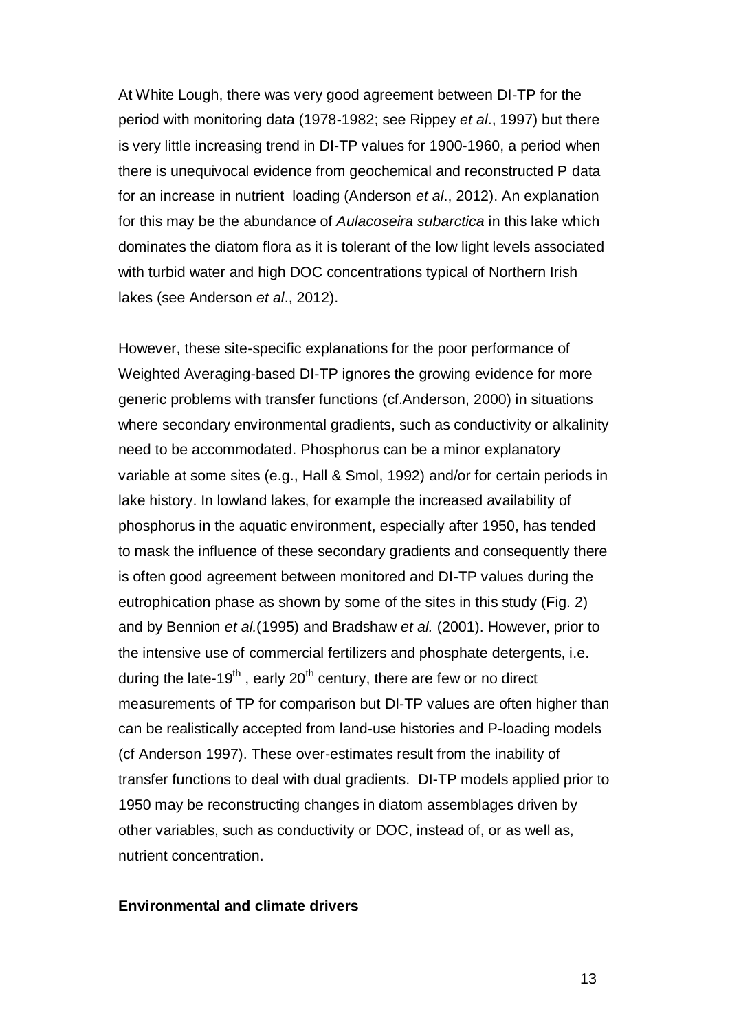At White Lough, there was very good agreement between DI-TP for the period with monitoring data (1978-1982; see Rippey *et al*., 1997) but there is very little increasing trend in DI-TP values for 1900-1960, a period when there is unequivocal evidence from geochemical and reconstructed P data for an increase in nutrient loading (Anderson *et al*., 2012). An explanation for this may be the abundance of *Aulacoseira subarctica* in this lake which dominates the diatom flora as it is tolerant of the low light levels associated with turbid water and high DOC concentrations typical of Northern Irish lakes (see Anderson *et al*., 2012).

However, these site-specific explanations for the poor performance of Weighted Averaging-based DI-TP ignores the growing evidence for more generic problems with transfer functions (cf.Anderson, 2000) in situations where secondary environmental gradients, such as conductivity or alkalinity need to be accommodated. Phosphorus can be a minor explanatory variable at some sites (e.g., Hall & Smol, 1992) and/or for certain periods in lake history. In lowland lakes, for example the increased availability of phosphorus in the aquatic environment, especially after 1950, has tended to mask the influence of these secondary gradients and consequently there is often good agreement between monitored and DI-TP values during the eutrophication phase as shown by some of the sites in this study (Fig. 2) and by Bennion *et al.*(1995) and Bradshaw *et al.* (2001). However, prior to the intensive use of commercial fertilizers and phosphate detergents, i.e. during the late-19$^{th}$ , early 20$^{th}$ century, there are few or no direct measurements of TP for comparison but DI-TP values are often higher than can be realistically accepted from land-use histories and P-loading models (cf Anderson 1997). These over-estimates result from the inability of transfer functions to deal with dual gradients. DI-TP models applied prior to 1950 may be reconstructing changes in diatom assemblages driven by other variables, such as conductivity or DOC, instead of, or as well as, nutrient concentration.

**Environmental and climate drivers**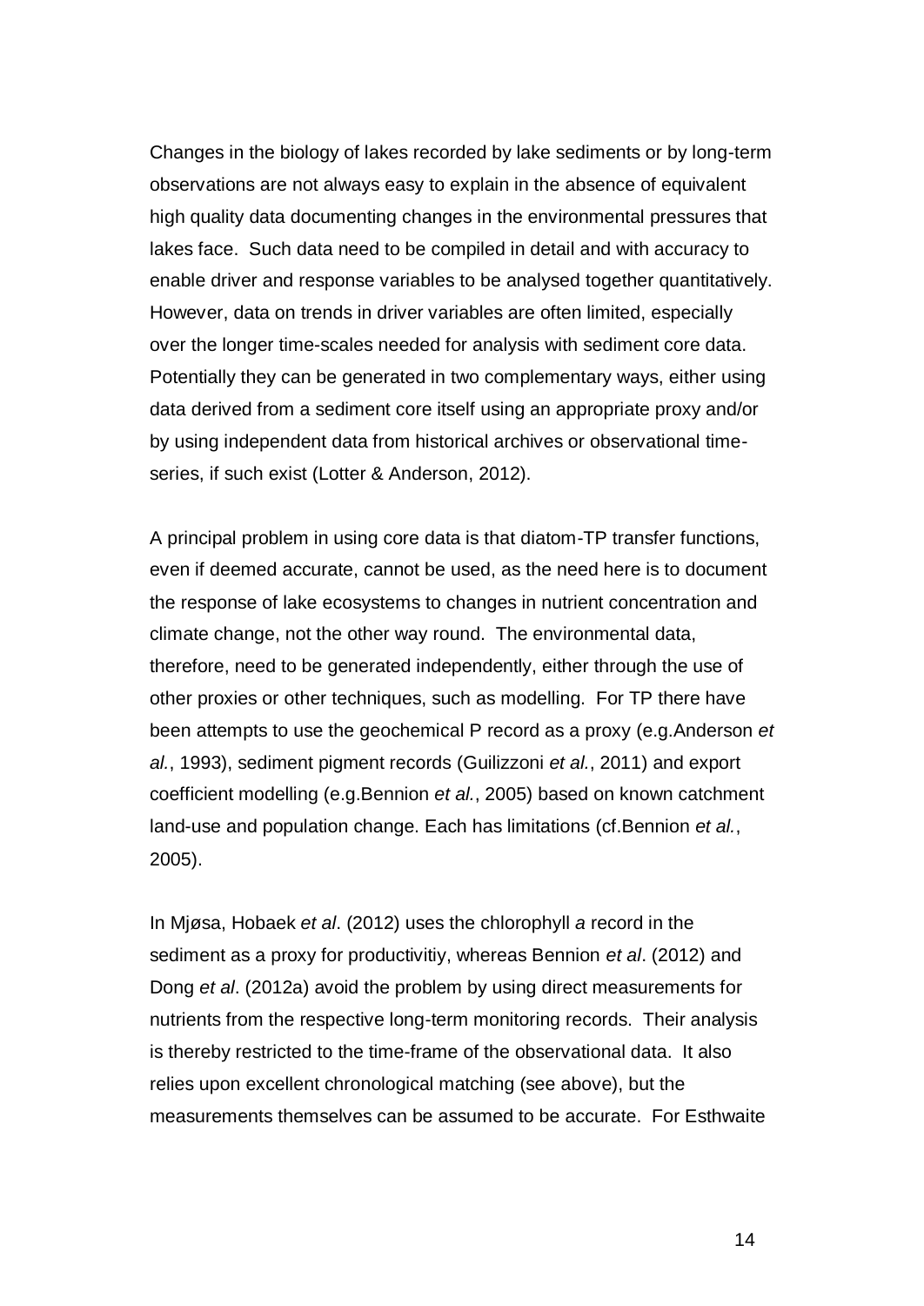Changes in the biology of lakes recorded by lake sediments or by long-term observations are not always easy to explain in the absence of equivalent high quality data documenting changes in the environmental pressures that lakes face. Such data need to be compiled in detail and with accuracy to enable driver and response variables to be analysed together quantitatively. However, data on trends in driver variables are often limited, especially over the longer time-scales needed for analysis with sediment core data. Potentially they can be generated in two complementary ways, either using data derived from a sediment core itself using an appropriate proxy and/or by using independent data from historical archives or observational time-series, if such exist (Lotter & Anderson, 2012).

A principal problem in using core data is that diatom-TP transfer functions, even if deemed accurate, cannot be used, as the need here is to document the response of lake ecosystems to changes in nutrient concentration and climate change, not the other way round. The environmental data, therefore, need to be generated independently, either through the use of other proxies or other techniques, such as modelling. For TP there have been attempts to use the geochemical P record as a proxy (e.g.Anderson *et al.*, 1993), sediment pigment records (Guilizzoni *et al.*, 2011) and export coefficient modelling (e.g.Bennion *et al.*, 2005) based on known catchment land-use and population change. Each has limitations (cf.Bennion *et al.*, 2005).

In Mjøsa, Hobaek *et al*. (2012) uses the chlorophyll *a* record in the sediment as a proxy for productivitiy, whereas Bennion *et al*. (2012) and Dong *et al*. (2012a) avoid the problem by using direct measurements for nutrients from the respective long-term monitoring records. Their analysis is thereby restricted to the time-frame of the observational data. It also relies upon excellent chronological matching (see above), but the measurements themselves can be assumed to be accurate. For Esthwaite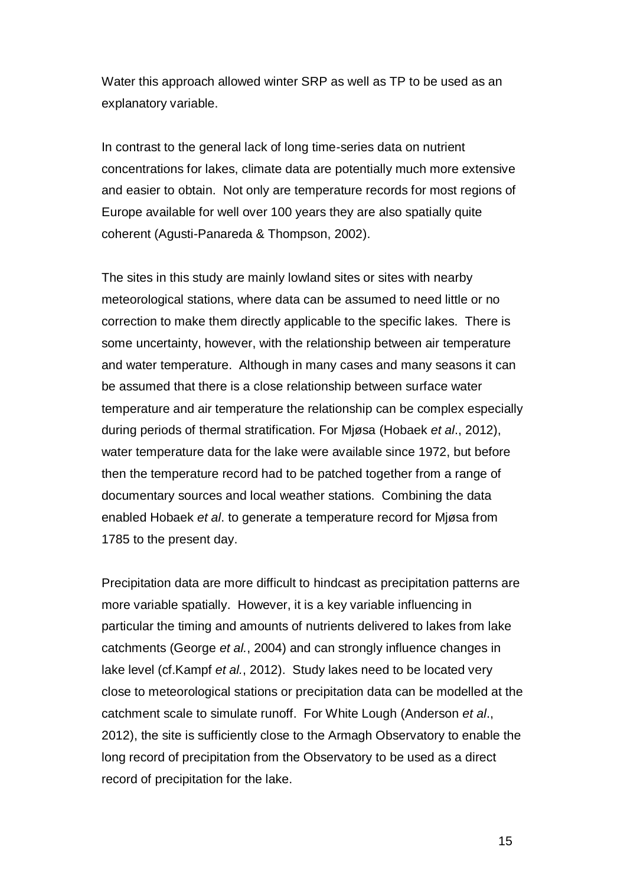Water this approach allowed winter SRP as well as TP to be used as an explanatory variable.

In contrast to the general lack of long time-series data on nutrient concentrations for lakes, climate data are potentially much more extensive and easier to obtain. Not only are temperature records for most regions of Europe available for well over 100 years they are also spatially quite coherent (Agusti-Panareda & Thompson, 2002).

The sites in this study are mainly lowland sites or sites with nearby meteorological stations, where data can be assumed to need little or no correction to make them directly applicable to the specific lakes. There is some uncertainty, however, with the relationship between air temperature and water temperature. Although in many cases and many seasons it can be assumed that there is a close relationship between surface water temperature and air temperature the relationship can be complex especially during periods of thermal stratification. For Mjøsa (Hobaek *et al*., 2012), water temperature data for the lake were available since 1972, but before then the temperature record had to be patched together from a range of documentary sources and local weather stations. Combining the data enabled Hobaek *et al*. to generate a temperature record for Mjøsa from 1785 to the present day.

Precipitation data are more difficult to hindcast as precipitation patterns are more variable spatially. However, it is a key variable influencing in particular the timing and amounts of nutrients delivered to lakes from lake catchments (George *et al.*, 2004) and can strongly influence changes in lake level (cf.Kampf *et al.*, 2012). Study lakes need to be located very close to meteorological stations or precipitation data can be modelled at the catchment scale to simulate runoff. For White Lough (Anderson *et al*., 2012), the site is sufficiently close to the Armagh Observatory to enable the long record of precipitation from the Observatory to be used as a direct record of precipitation for the lake.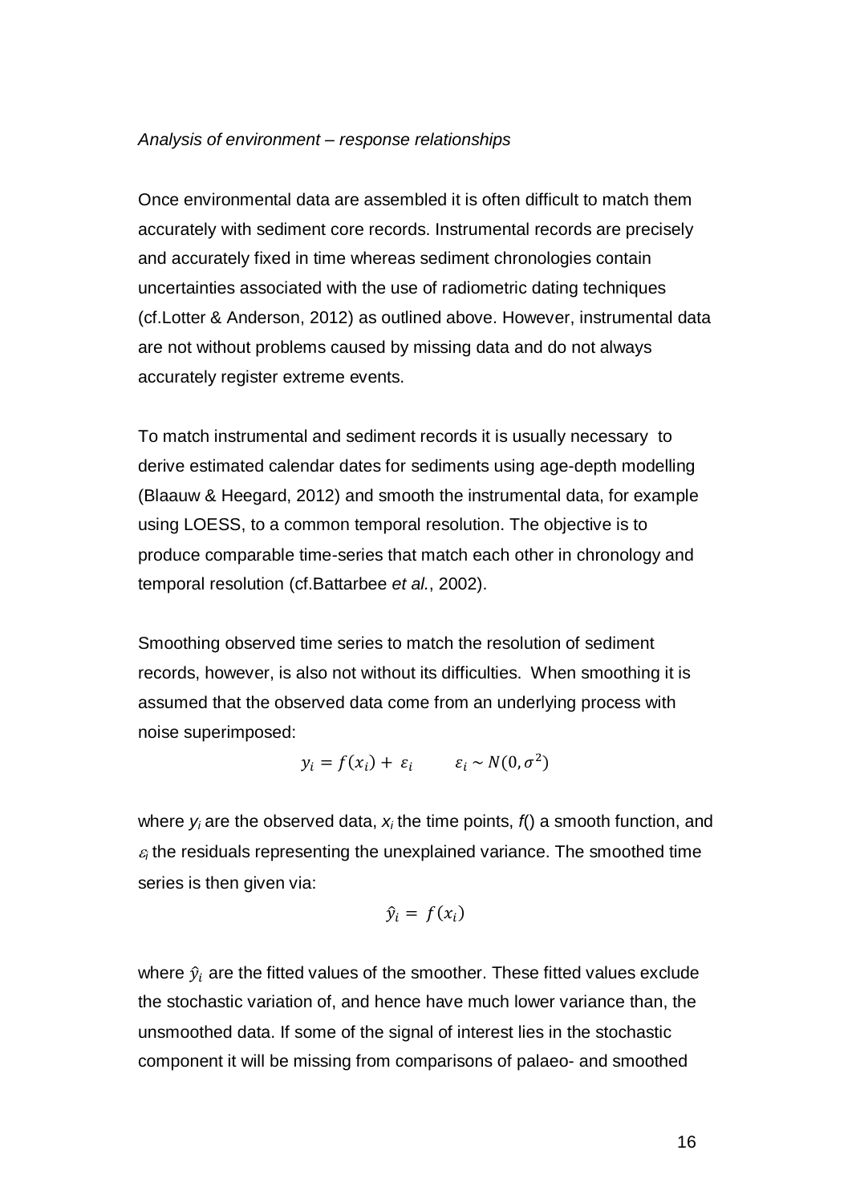*Analysis of environment – response relationships*

Once environmental data are assembled it is often difficult to match them accurately with sediment core records. Instrumental records are precisely and accurately fixed in time whereas sediment chronologies contain uncertainties associated with the use of radiometric dating techniques (cf.Lotter & Anderson, 2012) as outlined above. However, instrumental data are not without problems caused by missing data and do not always accurately register extreme events.

To match instrumental and sediment records it is usually necessary to derive estimated calendar dates for sediments using age-depth modelling (Blaauw & Heegard, 2012) and smooth the instrumental data, for example using LOESS, to a common temporal resolution. The objective is to produce comparable time-series that match each other in chronology and temporal resolution (cf.Battarbee *et al.*, 2002).

Smoothing observed time series to match the resolution of sediment records, however, is also not without its difficulties. When smoothing it is assumed that the observed data come from an underlying process with noise superimposed:

$$y_i = f(x_i) + \varepsilon_i \qquad \varepsilon_i \sim N(0, \sigma^2)$$

where $y_i$ are the observed data, $x_i$ the time points, $f()$ a smooth function, and $\varepsilon_i$ the residuals representing the unexplained variance. The smoothed time series is then given via:

$$\hat{y}_i = f(x_i)$$

where $\hat{y}_i$ are the fitted values of the smoother. These fitted values exclude the stochastic variation of, and hence have much lower variance than, the unsmoothed data. If some of the signal of interest lies in the stochastic component it will be missing from comparisons of palaeo- and smoothed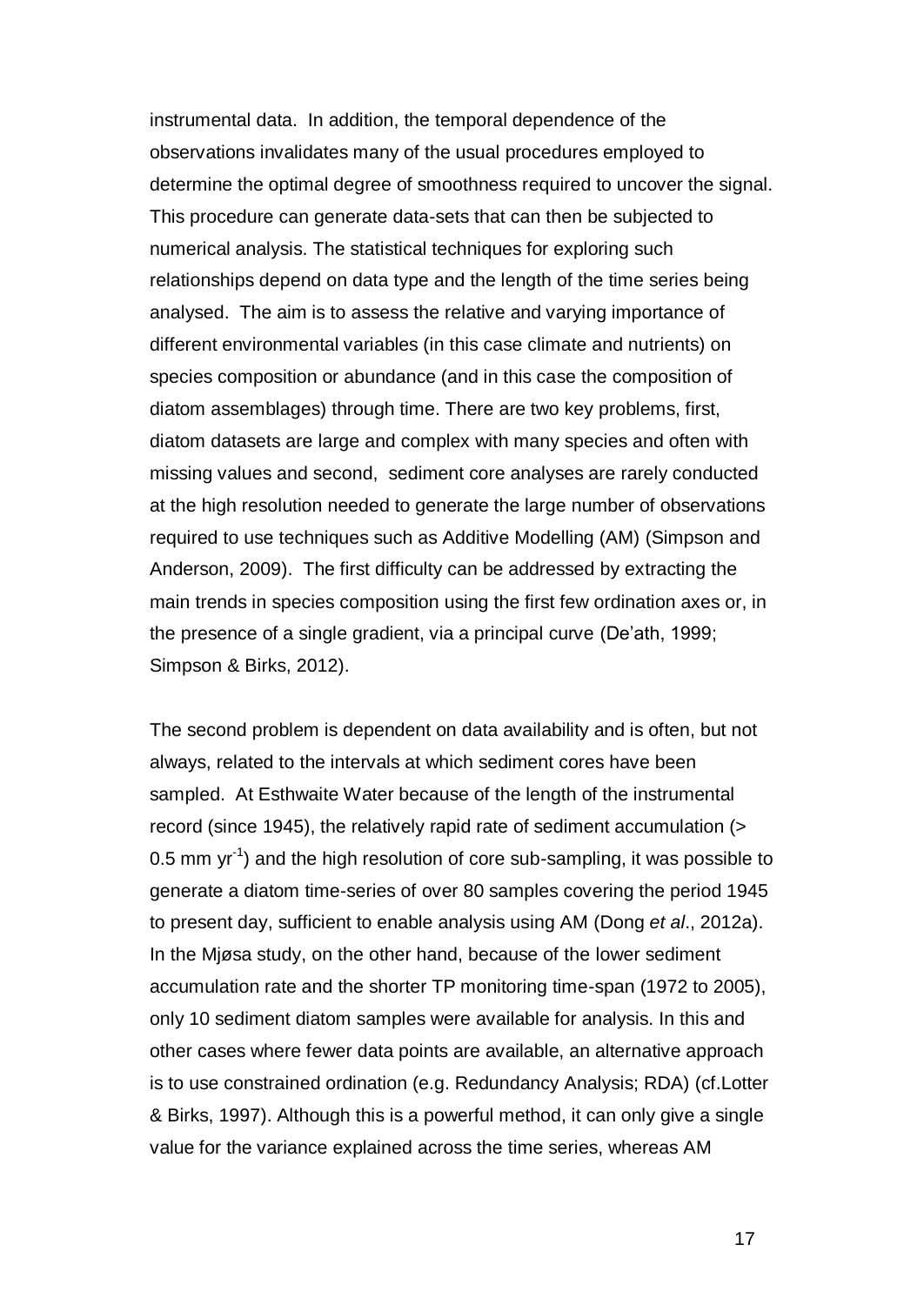instrumental data. In addition, the temporal dependence of the observations invalidates many of the usual procedures employed to determine the optimal degree of smoothness required to uncover the signal. This procedure can generate data-sets that can then be subjected to numerical analysis. The statistical techniques for exploring such relationships depend on data type and the length of the time series being analysed. The aim is to assess the relative and varying importance of different environmental variables (in this case climate and nutrients) on species composition or abundance (and in this case the composition of diatom assemblages) through time. There are two key problems, first, diatom datasets are large and complex with many species and often with missing values and second, sediment core analyses are rarely conducted at the high resolution needed to generate the large number of observations required to use techniques such as Additive Modelling (AM) (Simpson and Anderson, 2009). The first difficulty can be addressed by extracting the main trends in species composition using the first few ordination axes or, in the presence of a single gradient, via a principal curve (De'ath, 1999; Simpson & Birks, 2012).

The second problem is dependent on data availability and is often, but not always, related to the intervals at which sediment cores have been sampled. At Esthwaite Water because of the length of the instrumental record (since 1945), the relatively rapid rate of sediment accumulation (> 0.5 mm $yr^{-1}$) and the high resolution of core sub-sampling, it was possible to generate a diatom time-series of over 80 samples covering the period 1945 to present day, sufficient to enable analysis using AM (Dong *et al*., 2012a). In the Mjøsa study, on the other hand, because of the lower sediment accumulation rate and the shorter TP monitoring time-span (1972 to 2005), only 10 sediment diatom samples were available for analysis. In this and other cases where fewer data points are available, an alternative approach is to use constrained ordination (e.g. Redundancy Analysis; RDA) (cf.Lotter & Birks, 1997). Although this is a powerful method, it can only give a single value for the variance explained across the time series, whereas AM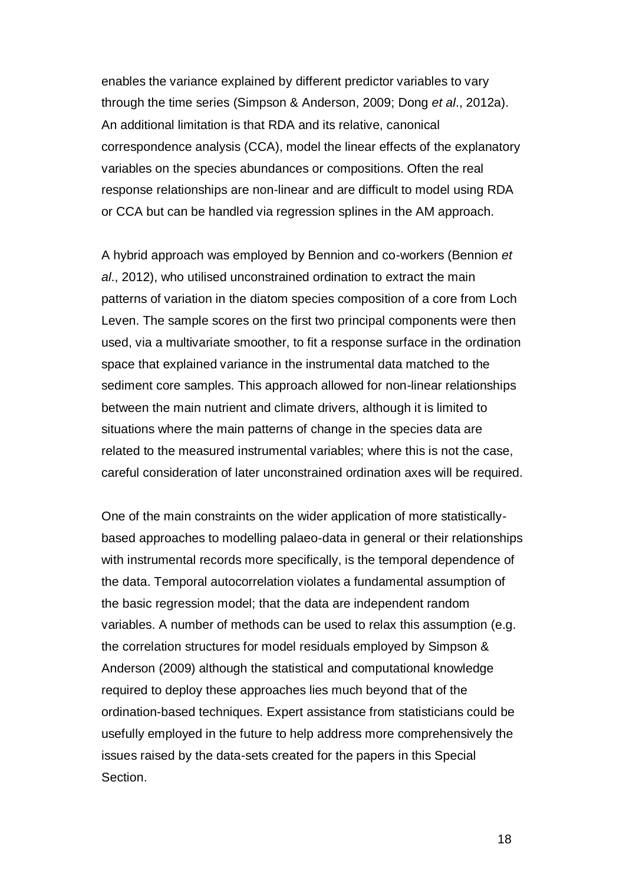enables the variance explained by different predictor variables to vary through the time series (Simpson & Anderson, 2009; Dong *et al*., 2012a). An additional limitation is that RDA and its relative, canonical correspondence analysis (CCA), model the linear effects of the explanatory variables on the species abundances or compositions. Often the real response relationships are non-linear and are difficult to model using RDA or CCA but can be handled via regression splines in the AM approach.

A hybrid approach was employed by Bennion and co-workers (Bennion *et al*., 2012), who utilised unconstrained ordination to extract the main patterns of variation in the diatom species composition of a core from Loch Leven. The sample scores on the first two principal components were then used, via a multivariate smoother, to fit a response surface in the ordination space that explained variance in the instrumental data matched to the sediment core samples. This approach allowed for non-linear relationships between the main nutrient and climate drivers, although it is limited to situations where the main patterns of change in the species data are related to the measured instrumental variables; where this is not the case, careful consideration of later unconstrained ordination axes will be required.

One of the main constraints on the wider application of more statistically-based approaches to modelling palaeo-data in general or their relationships with instrumental records more specifically, is the temporal dependence of the data. Temporal autocorrelation violates a fundamental assumption of the basic regression model; that the data are independent random variables. A number of methods can be used to relax this assumption (e.g. the correlation structures for model residuals employed by Simpson & Anderson (2009) although the statistical and computational knowledge required to deploy these approaches lies much beyond that of the ordination-based techniques. Expert assistance from statisticians could be usefully employed in the future to help address more comprehensively the issues raised by the data-sets created for the papers in this Special Section.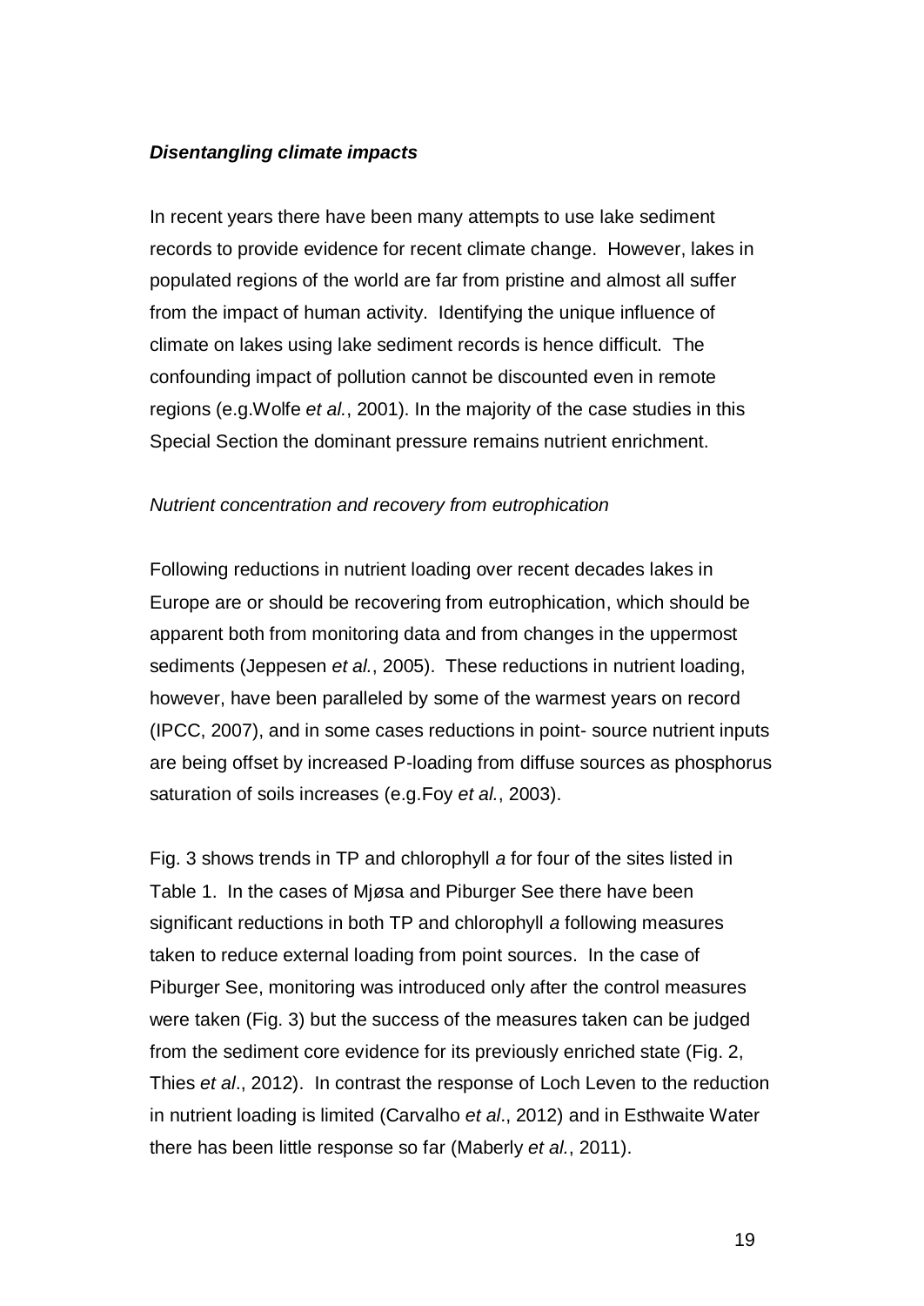### ***Disentangling climate impacts***

In recent years there have been many attempts to use lake sediment records to provide evidence for recent climate change. However, lakes in populated regions of the world are far from pristine and almost all suffer from the impact of human activity. Identifying the unique influence of climate on lakes using lake sediment records is hence difficult. The confounding impact of pollution cannot be discounted even in remote regions (e.g.Wolfe *et al.*, 2001). In the majority of the case studies in this Special Section the dominant pressure remains nutrient enrichment.

*Nutrient concentration and recovery from eutrophication*

Following reductions in nutrient loading over recent decades lakes in Europe are or should be recovering from eutrophication, which should be apparent both from monitoring data and from changes in the uppermost sediments (Jeppesen *et al.*, 2005). These reductions in nutrient loading, however, have been paralleled by some of the warmest years on record (IPCC, 2007), and in some cases reductions in point- source nutrient inputs are being offset by increased P-loading from diffuse sources as phosphorus saturation of soils increases (e.g.Foy *et al.*, 2003).

Fig. 3 shows trends in TP and chlorophyll *a* for four of the sites listed in Table 1. In the cases of Mjøsa and Piburger See there have been significant reductions in both TP and chlorophyll *a* following measures taken to reduce external loading from point sources. In the case of Piburger See, monitoring was introduced only after the control measures were taken (Fig. 3) but the success of the measures taken can be judged from the sediment core evidence for its previously enriched state (Fig. 2, Thies *et al*., 2012). In contrast the response of Loch Leven to the reduction in nutrient loading is limited (Carvalho *et al*., 2012) and in Esthwaite Water there has been little response so far (Maberly *et al.*, 2011).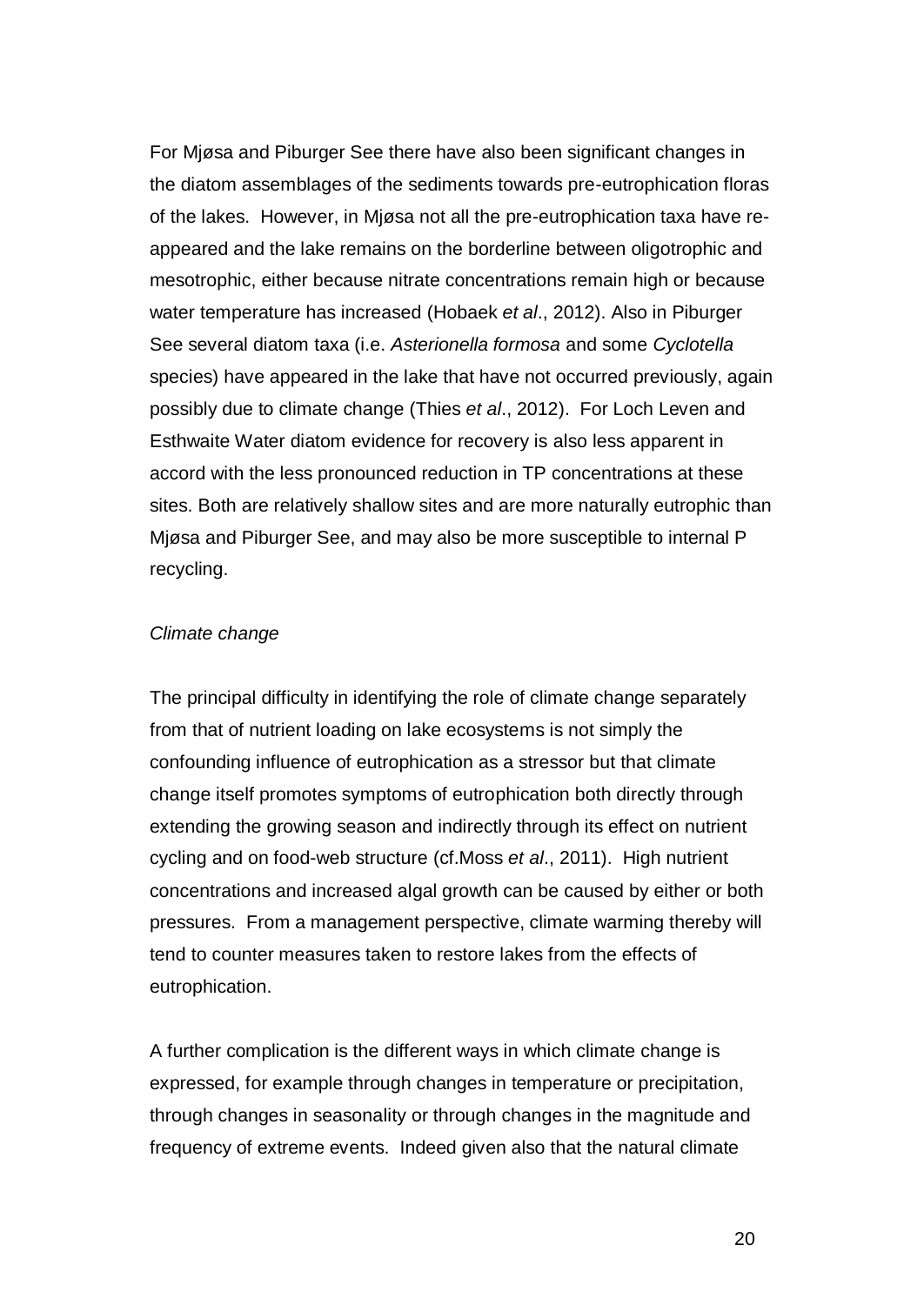For Mjøsa and Piburger See there have also been significant changes in the diatom assemblages of the sediments towards pre-eutrophication floras of the lakes. However, in Mjøsa not all the pre-eutrophication taxa have re-appeared and the lake remains on the borderline between oligotrophic and mesotrophic, either because nitrate concentrations remain high or because water temperature has increased (Hobaek *et al*., 2012). Also in Piburger See several diatom taxa (i.e. *Asterionella formosa* and some *Cyclotella* species) have appeared in the lake that have not occurred previously, again possibly due to climate change (Thies *et al*., 2012). For Loch Leven and Esthwaite Water diatom evidence for recovery is also less apparent in accord with the less pronounced reduction in TP concentrations at these sites. Both are relatively shallow sites and are more naturally eutrophic than Mjøsa and Piburger See, and may also be more susceptible to internal P recycling.

*Climate change*

The principal difficulty in identifying the role of climate change separately from that of nutrient loading on lake ecosystems is not simply the confounding influence of eutrophication as a stressor but that climate change itself promotes symptoms of eutrophication both directly through extending the growing season and indirectly through its effect on nutrient cycling and on food-web structure (cf.Moss *et al*., 2011). High nutrient concentrations and increased algal growth can be caused by either or both pressures. From a management perspective, climate warming thereby will tend to counter measures taken to restore lakes from the effects of eutrophication.

A further complication is the different ways in which climate change is expressed, for example through changes in temperature or precipitation, through changes in seasonality or through changes in the magnitude and frequency of extreme events. Indeed given also that the natural climate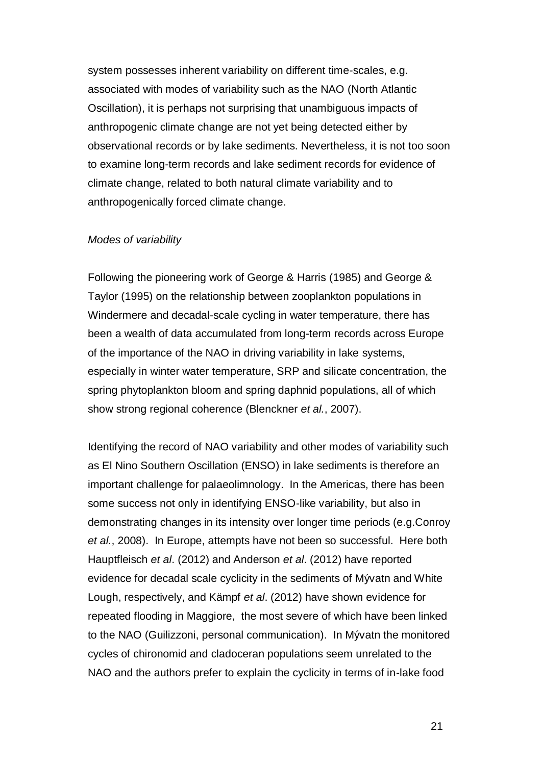system possesses inherent variability on different time-scales, e.g. associated with modes of variability such as the NAO (North Atlantic Oscillation), it is perhaps not surprising that unambiguous impacts of anthropogenic climate change are not yet being detected either by observational records or by lake sediments. Nevertheless, it is not too soon to examine long-term records and lake sediment records for evidence of climate change, related to both natural climate variability and to anthropogenically forced climate change.

*Modes of variability*

Following the pioneering work of George & Harris (1985) and George & Taylor (1995) on the relationship between zooplankton populations in Windermere and decadal-scale cycling in water temperature, there has been a wealth of data accumulated from long-term records across Europe of the importance of the NAO in driving variability in lake systems, especially in winter water temperature, SRP and silicate concentration, the spring phytoplankton bloom and spring daphnid populations, all of which show strong regional coherence (Blenckner *et al.*, 2007).

Identifying the record of NAO variability and other modes of variability such as El Nino Southern Oscillation (ENSO) in lake sediments is therefore an important challenge for palaeolimnology. In the Americas, there has been some success not only in identifying ENSO-like variability, but also in demonstrating changes in its intensity over longer time periods (e.g.Conroy *et al.*, 2008). In Europe, attempts have not been so successful. Here both Hauptfleisch *et al*. (2012) and Anderson *et al*. (2012) have reported evidence for decadal scale cyclicity in the sediments of Mývatn and White Lough, respectively, and Kämpf *et al*. (2012) have shown evidence for repeated flooding in Maggiore, the most severe of which have been linked to the NAO (Guilizzoni, personal communication). In Mývatn the monitored cycles of chironomid and cladoceran populations seem unrelated to the NAO and the authors prefer to explain the cyclicity in terms of in-lake food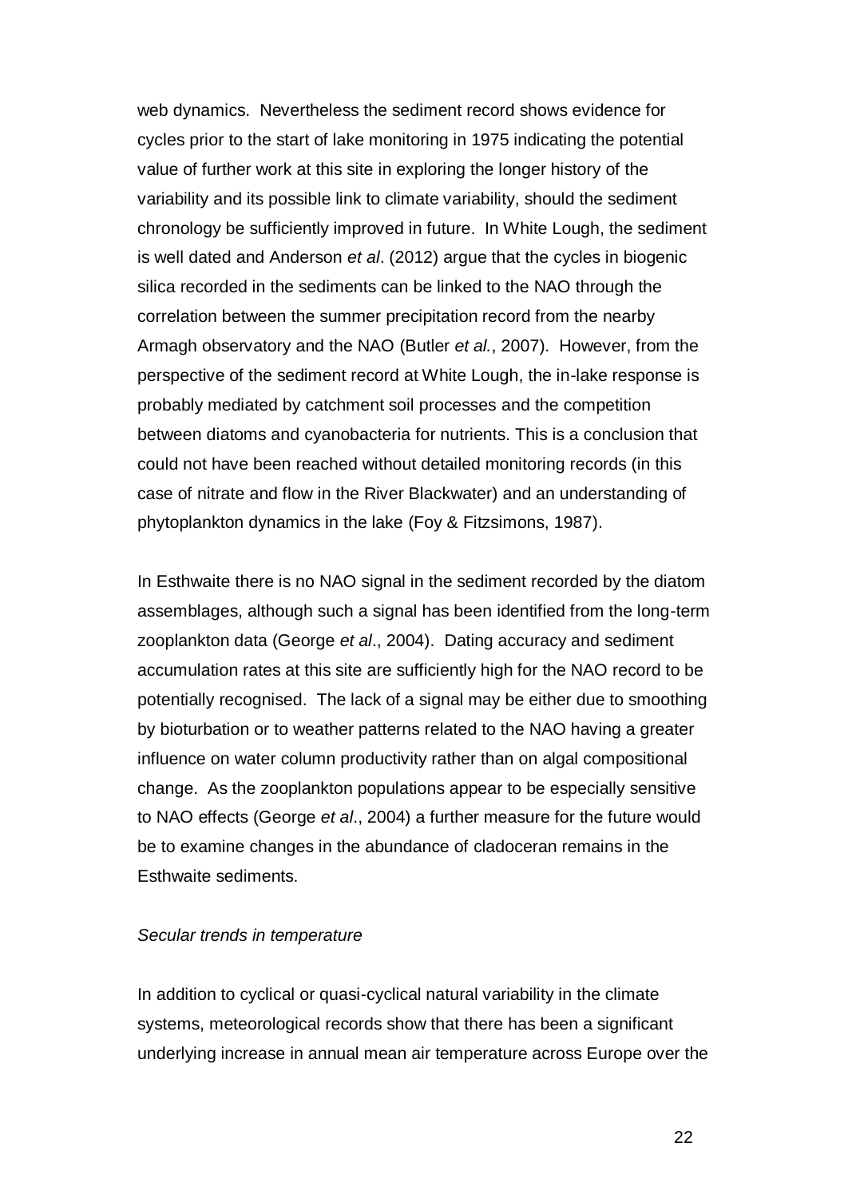web dynamics. Nevertheless the sediment record shows evidence for cycles prior to the start of lake monitoring in 1975 indicating the potential value of further work at this site in exploring the longer history of the variability and its possible link to climate variability, should the sediment chronology be sufficiently improved in future. In White Lough, the sediment is well dated and Anderson *et al*. (2012) argue that the cycles in biogenic silica recorded in the sediments can be linked to the NAO through the correlation between the summer precipitation record from the nearby Armagh observatory and the NAO (Butler *et al.*, 2007). However, from the perspective of the sediment record at White Lough, the in-lake response is probably mediated by catchment soil processes and the competition between diatoms and cyanobacteria for nutrients. This is a conclusion that could not have been reached without detailed monitoring records (in this case of nitrate and flow in the River Blackwater) and an understanding of phytoplankton dynamics in the lake (Foy & Fitzsimons, 1987).

In Esthwaite there is no NAO signal in the sediment recorded by the diatom assemblages, although such a signal has been identified from the long-term zooplankton data (George *et al*., 2004). Dating accuracy and sediment accumulation rates at this site are sufficiently high for the NAO record to be potentially recognised. The lack of a signal may be either due to smoothing by bioturbation or to weather patterns related to the NAO having a greater influence on water column productivity rather than on algal compositional change. As the zooplankton populations appear to be especially sensitive to NAO effects (George *et al*., 2004) a further measure for the future would be to examine changes in the abundance of cladoceran remains in the Esthwaite sediments.

*Secular trends in temperature*

In addition to cyclical or quasi-cyclical natural variability in the climate systems, meteorological records show that there has been a significant underlying increase in annual mean air temperature across Europe over the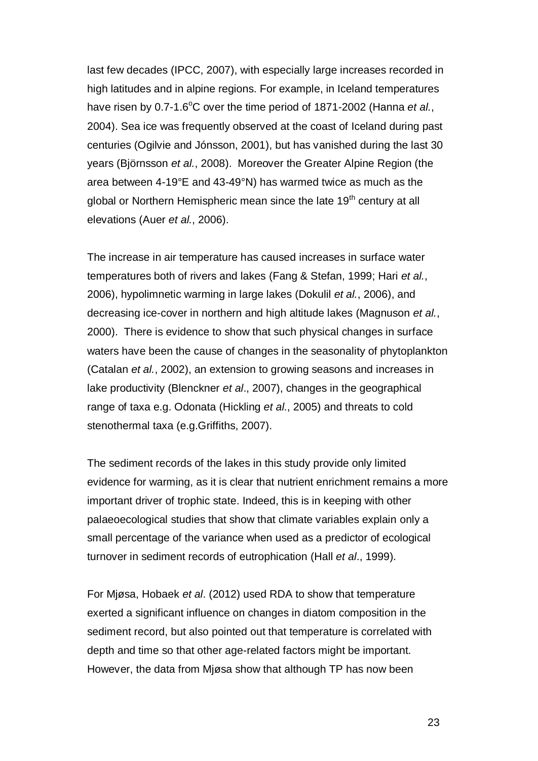last few decades (IPCC, 2007), with especially large increases recorded in high latitudes and in alpine regions. For example, in Iceland temperatures have risen by 0.7-1.6$^{o}$C over the time period of 1871-2002 (Hanna *et al.*, 2004). Sea ice was frequently observed at the coast of Iceland during past centuries (Ogilvie and Jónsson, 2001), but has vanished during the last 30 years (Björnsson *et al.*, 2008). Moreover the Greater Alpine Region (the area between 4-19°E and 43-49°N) has warmed twice as much as the global or Northern Hemispheric mean since the late 19$^{th}$ century at all elevations (Auer *et al.*, 2006).

The increase in air temperature has caused increases in surface water temperatures both of rivers and lakes (Fang & Stefan, 1999; Hari *et al.*, 2006), hypolimnetic warming in large lakes (Dokulil *et al.*, 2006), and decreasing ice-cover in northern and high altitude lakes (Magnuson *et al.*, 2000). There is evidence to show that such physical changes in surface waters have been the cause of changes in the seasonality of phytoplankton (Catalan *et al.*, 2002), an extension to growing seasons and increases in lake productivity (Blenckner *et al*., 2007), changes in the geographical range of taxa e.g. Odonata (Hickling *et al.*, 2005) and threats to cold stenothermal taxa (e.g.Griffiths, 2007).

The sediment records of the lakes in this study provide only limited evidence for warming, as it is clear that nutrient enrichment remains a more important driver of trophic state. Indeed, this is in keeping with other palaeoecological studies that show that climate variables explain only a small percentage of the variance when used as a predictor of ecological turnover in sediment records of eutrophication (Hall *et al*., 1999).

For Mjøsa, Hobaek *et al*. (2012) used RDA to show that temperature exerted a significant influence on changes in diatom composition in the sediment record, but also pointed out that temperature is correlated with depth and time so that other age-related factors might be important. However, the data from Mjøsa show that although TP has now been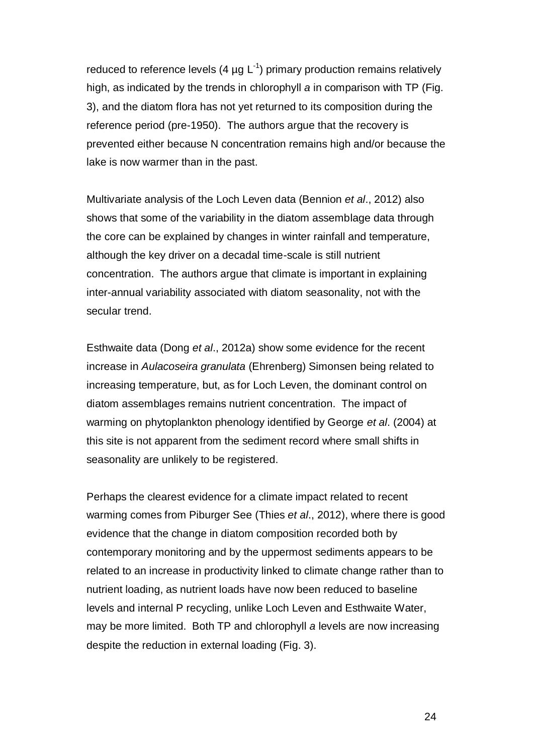reduced to reference levels (4 µg $L^{-1}$) primary production remains relatively high, as indicated by the trends in chlorophyll *a* in comparison with TP (Fig. 3), and the diatom flora has not yet returned to its composition during the reference period (pre-1950). The authors argue that the recovery is prevented either because N concentration remains high and/or because the lake is now warmer than in the past.

Multivariate analysis of the Loch Leven data (Bennion *et al*., 2012) also shows that some of the variability in the diatom assemblage data through the core can be explained by changes in winter rainfall and temperature, although the key driver on a decadal time-scale is still nutrient concentration. The authors argue that climate is important in explaining inter-annual variability associated with diatom seasonality, not with the secular trend.

Esthwaite data (Dong *et al*., 2012a) show some evidence for the recent increase in *Aulacoseira granulata* (Ehrenberg) Simonsen being related to increasing temperature, but, as for Loch Leven, the dominant control on diatom assemblages remains nutrient concentration. The impact of warming on phytoplankton phenology identified by George *et al*. (2004) at this site is not apparent from the sediment record where small shifts in seasonality are unlikely to be registered.

Perhaps the clearest evidence for a climate impact related to recent warming comes from Piburger See (Thies *et al*., 2012), where there is good evidence that the change in diatom composition recorded both by contemporary monitoring and by the uppermost sediments appears to be related to an increase in productivity linked to climate change rather than to nutrient loading, as nutrient loads have now been reduced to baseline levels and internal P recycling, unlike Loch Leven and Esthwaite Water, may be more limited. Both TP and chlorophyll *a* levels are now increasing despite the reduction in external loading (Fig. 3).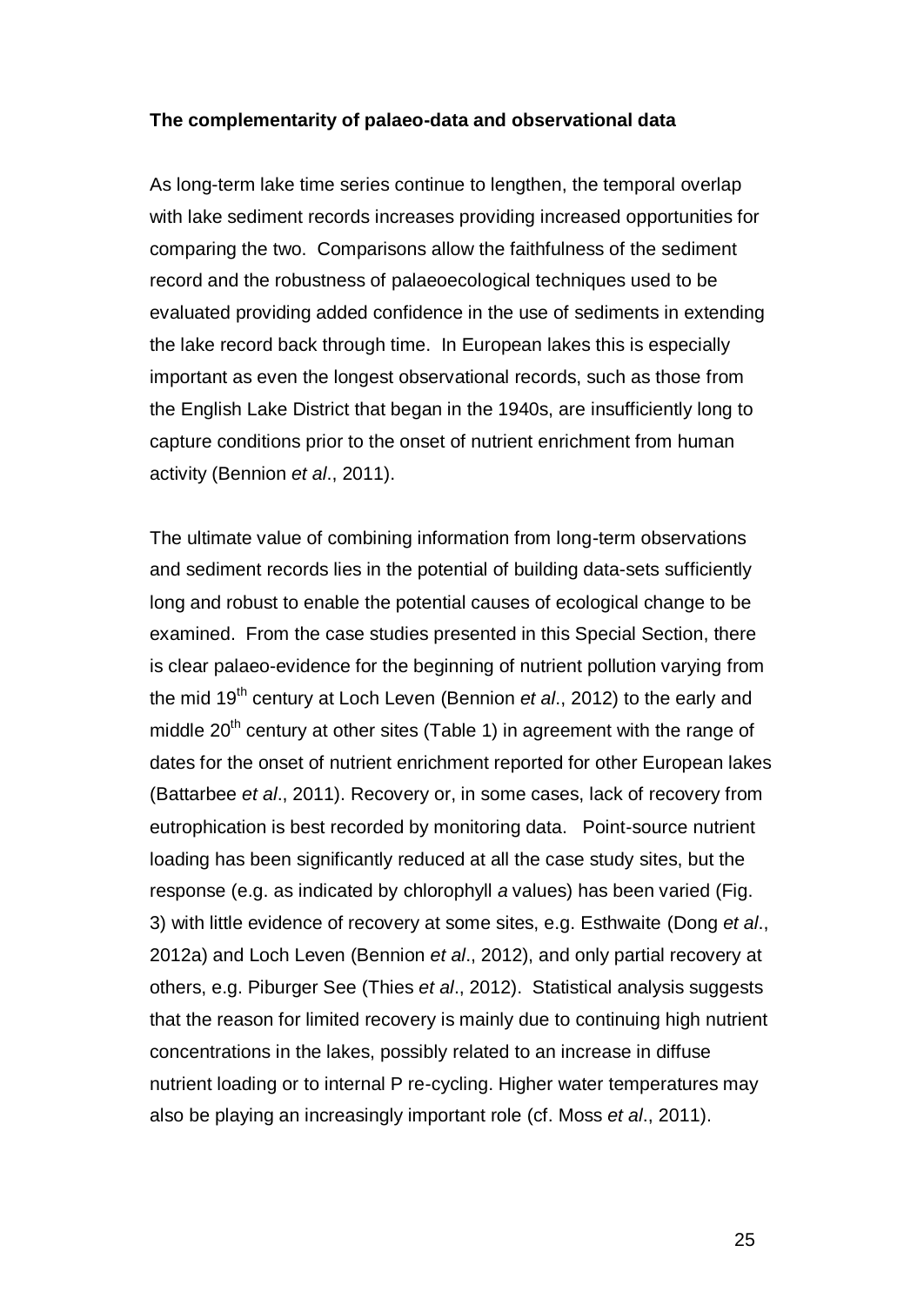**The complementarity of palaeo-data and observational data**

As long-term lake time series continue to lengthen, the temporal overlap with lake sediment records increases providing increased opportunities for comparing the two. Comparisons allow the faithfulness of the sediment record and the robustness of palaeoecological techniques used to be evaluated providing added confidence in the use of sediments in extending the lake record back through time. In European lakes this is especially important as even the longest observational records, such as those from the English Lake District that began in the 1940s, are insufficiently long to capture conditions prior to the onset of nutrient enrichment from human activity (Bennion *et al*., 2011).

The ultimate value of combining information from long-term observations and sediment records lies in the potential of building data-sets sufficiently long and robust to enable the potential causes of ecological change to be examined. From the case studies presented in this Special Section, there is clear palaeo-evidence for the beginning of nutrient pollution varying from the mid 19$^{th}$ century at Loch Leven (Bennion *et al*., 2012) to the early and middle 20$^{th}$ century at other sites (Table 1) in agreement with the range of dates for the onset of nutrient enrichment reported for other European lakes (Battarbee *et al*., 2011). Recovery or, in some cases, lack of recovery from eutrophication is best recorded by monitoring data. Point-source nutrient loading has been significantly reduced at all the case study sites, but the response (e.g. as indicated by chlorophyll *a* values) has been varied (Fig. 3) with little evidence of recovery at some sites, e.g. Esthwaite (Dong *et al*., 2012a) and Loch Leven (Bennion *et al*., 2012), and only partial recovery at others, e.g. Piburger See (Thies *et al*., 2012). Statistical analysis suggests that the reason for limited recovery is mainly due to continuing high nutrient concentrations in the lakes, possibly related to an increase in diffuse nutrient loading or to internal P re-cycling. Higher water temperatures may also be playing an increasingly important role (cf. Moss *et al*., 2011).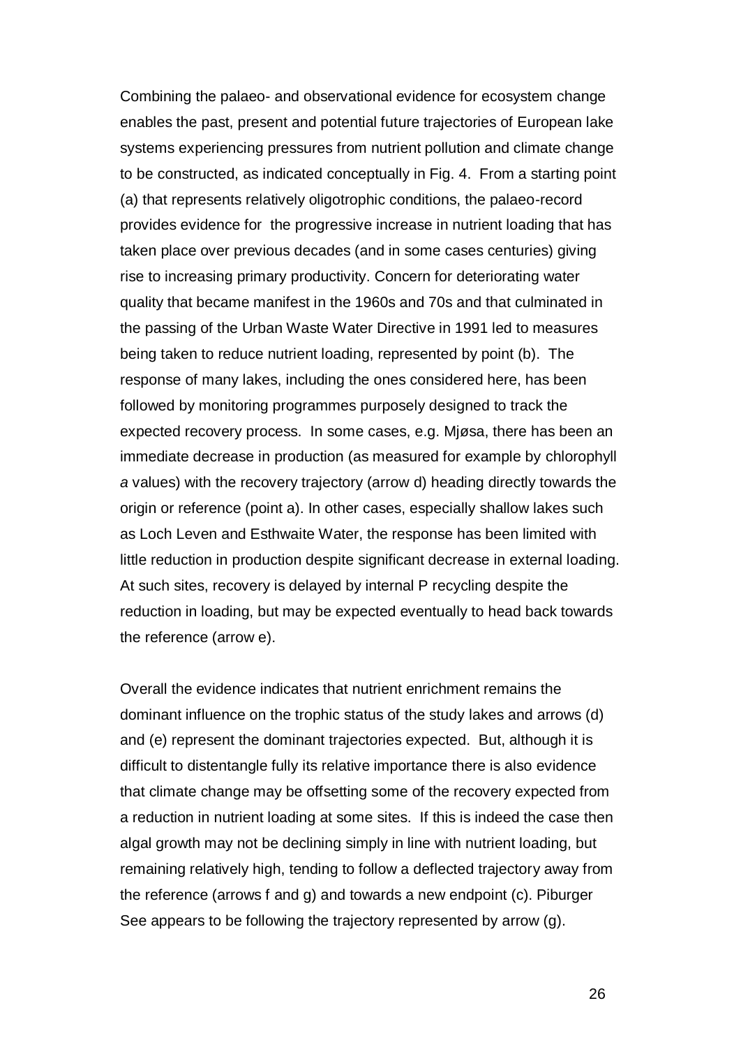Combining the palaeo- and observational evidence for ecosystem change enables the past, present and potential future trajectories of European lake systems experiencing pressures from nutrient pollution and climate change to be constructed, as indicated conceptually in Fig. 4. From a starting point (a) that represents relatively oligotrophic conditions, the palaeo-record provides evidence for the progressive increase in nutrient loading that has taken place over previous decades (and in some cases centuries) giving rise to increasing primary productivity. Concern for deteriorating water quality that became manifest in the 1960s and 70s and that culminated in the passing of the Urban Waste Water Directive in 1991 led to measures being taken to reduce nutrient loading, represented by point (b). The response of many lakes, including the ones considered here, has been followed by monitoring programmes purposely designed to track the expected recovery process. In some cases, e.g. Mjøsa, there has been an immediate decrease in production (as measured for example by chlorophyll *a* values) with the recovery trajectory (arrow d) heading directly towards the origin or reference (point a). In other cases, especially shallow lakes such as Loch Leven and Esthwaite Water, the response has been limited with little reduction in production despite significant decrease in external loading. At such sites, recovery is delayed by internal P recycling despite the reduction in loading, but may be expected eventually to head back towards the reference (arrow e).

Overall the evidence indicates that nutrient enrichment remains the dominant influence on the trophic status of the study lakes and arrows (d) and (e) represent the dominant trajectories expected. But, although it is difficult to distentangle fully its relative importance there is also evidence that climate change may be offsetting some of the recovery expected from a reduction in nutrient loading at some sites. If this is indeed the case then algal growth may not be declining simply in line with nutrient loading, but remaining relatively high, tending to follow a deflected trajectory away from the reference (arrows f and g) and towards a new endpoint (c). Piburger See appears to be following the trajectory represented by arrow (g).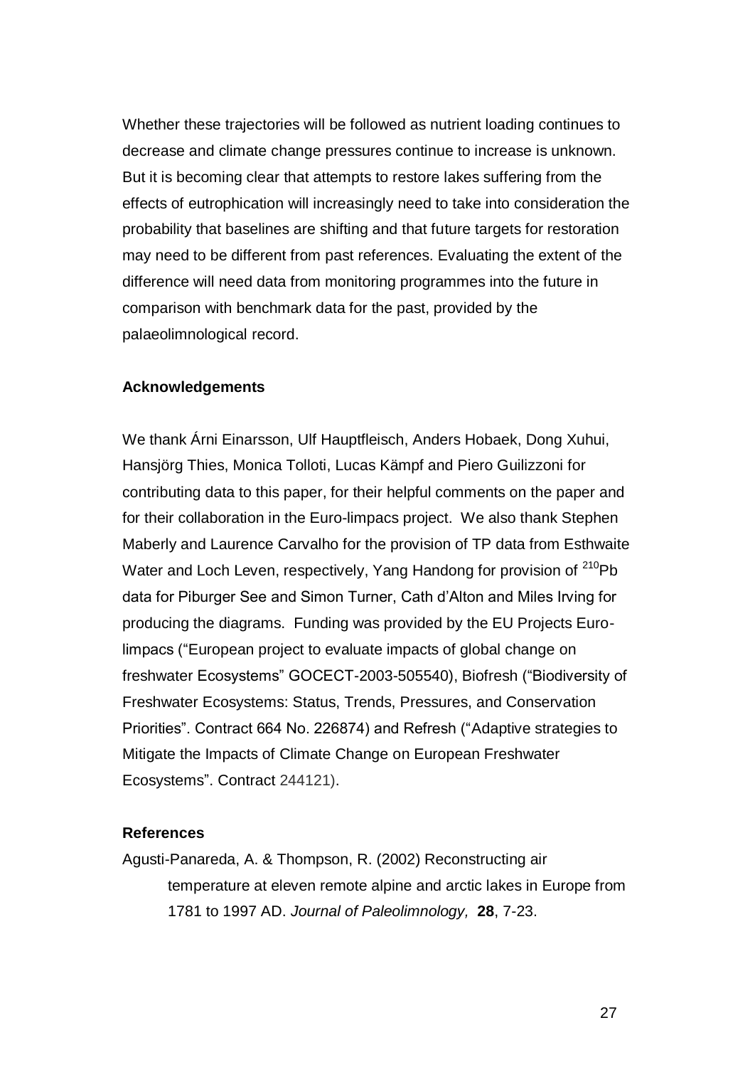Whether these trajectories will be followed as nutrient loading continues to decrease and climate change pressures continue to increase is unknown. But it is becoming clear that attempts to restore lakes suffering from the effects of eutrophication will increasingly need to take into consideration the probability that baselines are shifting and that future targets for restoration may need to be different from past references. Evaluating the extent of the difference will need data from monitoring programmes into the future in comparison with benchmark data for the past, provided by the palaeolimnological record.

## Acknowledgements

We thank Árni Einarsson, Ulf Hauptfleisch, Anders Hobaek, Dong Xuhui, Hansjörg Thies, Monica Tolloti, Lucas Kämpf and Piero Guilizzoni for contributing data to this paper, for their helpful comments on the paper and for their collaboration in the Euro-limpacs project. We also thank Stephen Maberly and Laurence Carvalho for the provision of TP data from Esthwaite Water and Loch Leven, respectively, Yang Handong for provision of $^{210}$Pb data for Piburger See and Simon Turner, Cath d'Alton and Miles Irving for producing the diagrams. Funding was provided by the EU Projects Euro-limpacs ("European project to evaluate impacts of global change on freshwater Ecosystems" GOCECT-2003-505540), Biofresh ("Biodiversity of Freshwater Ecosystems: Status, Trends, Pressures, and Conservation Priorities". Contract 664 No. 226874) and Refresh ("Adaptive strategies to Mitigate the Impacts of Climate Change on European Freshwater Ecosystems". Contract 244121).

## References

Agusti-Panareda, A. & Thompson, R. (2002) Reconstructing air temperature at eleven remote alpine and arctic lakes in Europe from 1781 to 1997 AD. *Journal of Paleolimnology,* **28**, 7-23.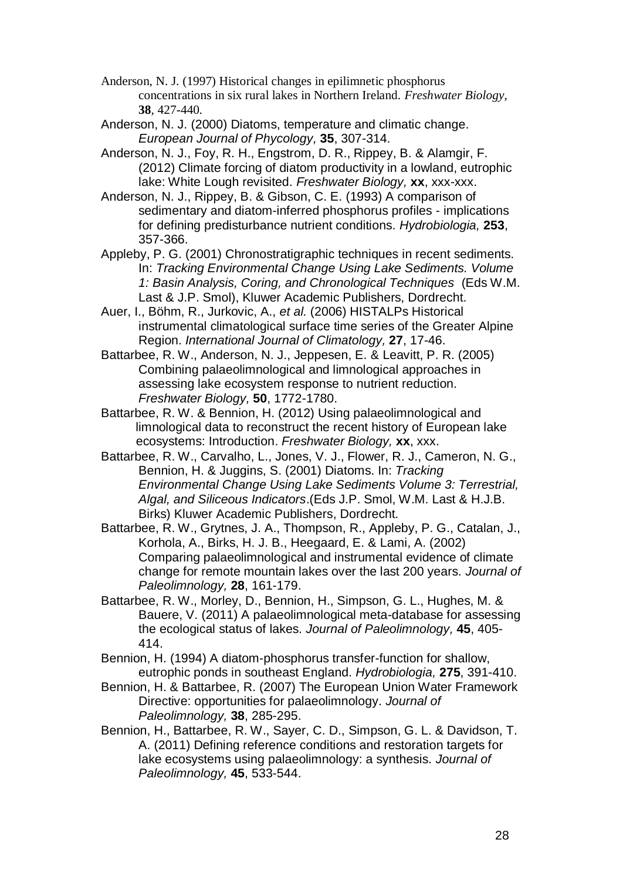Anderson, N. J. (1997) Historical changes in epilimnetic phosphorus concentrations in six rural lakes in Northern Ireland. *Freshwater Biology*, **38**, 427-440.

Anderson, N. J. (2000) Diatoms, temperature and climatic change. *European Journal of Phycology,* **35**, 307-314.

Anderson, N. J., Foy, R. H., Engstrom, D. R., Rippey, B. & Alamgir, F. (2012) Climate forcing of diatom productivity in a lowland, eutrophic lake: White Lough revisited. *Freshwater Biology,* **xx**, xxx-xxx.

Anderson, N. J., Rippey, B. & Gibson, C. E. (1993) A comparison of sedimentary and diatom-inferred phosphorus profiles - implications for defining predisturbance nutrient conditions. *Hydrobiologia,* **253**, 357-366.

Appleby, P. G. (2001) Chronostratigraphic techniques in recent sediments. In: *Tracking Environmental Change Using Lake Sediments. Volume 1: Basin Analysis, Coring, and Chronological Techniques* (Eds W.M. Last & J.P. Smol), Kluwer Academic Publishers, Dordrecht.

Auer, I., Böhm, R., Jurkovic, A., *et al.* (2006) HISTALPs Historical instrumental climatological surface time series of the Greater Alpine Region. *International Journal of Climatology,* **27**, 17-46.

Battarbee, R. W., Anderson, N. J., Jeppesen, E. & Leavitt, P. R. (2005) Combining palaeolimnological and limnological approaches in assessing lake ecosystem response to nutrient reduction. *Freshwater Biology,* **50**, 1772-1780.

Battarbee, R. W. & Bennion, H. (2012) Using palaeolimnological and limnological data to reconstruct the recent history of European lake ecosystems: Introduction. *Freshwater Biology,* **xx**, xxx.

Battarbee, R. W., Carvalho, L., Jones, V. J., Flower, R. J., Cameron, N. G., Bennion, H. & Juggins, S. (2001) Diatoms. In: *Tracking Environmental Change Using Lake Sediments Volume 3: Terrestrial, Algal, and Siliceous Indicators*.(Eds J.P. Smol, W.M. Last & H.J.B. Birks) Kluwer Academic Publishers, Dordrecht.

Battarbee, R. W., Grytnes, J. A., Thompson, R., Appleby, P. G., Catalan, J., Korhola, A., Birks, H. J. B., Heegaard, E. & Lami, A. (2002) Comparing palaeolimnological and instrumental evidence of climate change for remote mountain lakes over the last 200 years. *Journal of Paleolimnology,* **28**, 161-179.

Battarbee, R. W., Morley, D., Bennion, H., Simpson, G. L., Hughes, M. & Bauere, V. (2011) A palaeolimnological meta-database for assessing the ecological status of lakes. *Journal of Paleolimnology,* **45**, 405-414.

Bennion, H. (1994) A diatom-phosphorus transfer-function for shallow, eutrophic ponds in southeast England. *Hydrobiologia,* **275**, 391-410.

Bennion, H. & Battarbee, R. (2007) The European Union Water Framework Directive: opportunities for palaeolimnology. *Journal of Paleolimnology,* **38**, 285-295.

Bennion, H., Battarbee, R. W., Sayer, C. D., Simpson, G. L. & Davidson, T. A. (2011) Defining reference conditions and restoration targets for lake ecosystems using palaeolimnology: a synthesis. *Journal of Paleolimnology,* **45**, 533-544.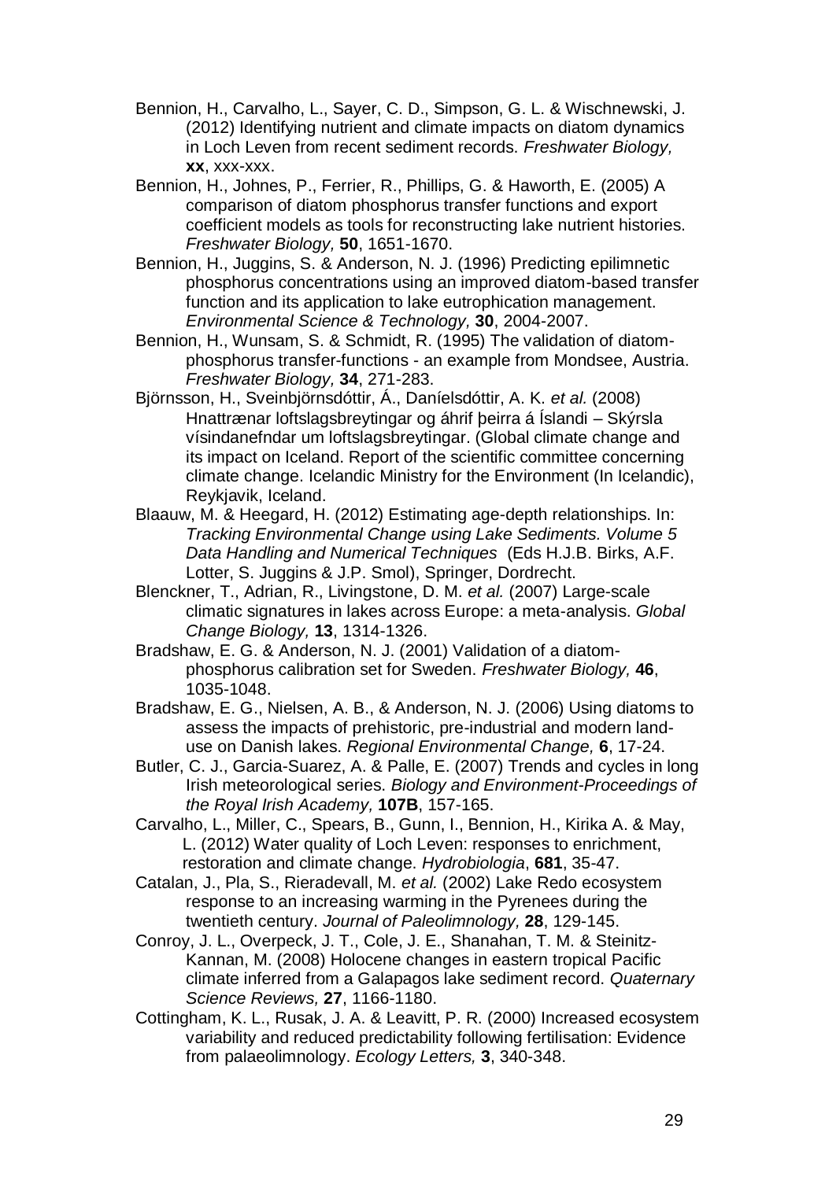Bennion, H., Carvalho, L., Sayer, C. D., Simpson, G. L. & Wischnewski, J. (2012) Identifying nutrient and climate impacts on diatom dynamics in Loch Leven from recent sediment records. *Freshwater Biology,* **xx**, xxx-xxx.

Bennion, H., Johnes, P., Ferrier, R., Phillips, G. & Haworth, E. (2005) A comparison of diatom phosphorus transfer functions and export coefficient models as tools for reconstructing lake nutrient histories. *Freshwater Biology,* **50**, 1651-1670.

Bennion, H., Juggins, S. & Anderson, N. J. (1996) Predicting epilimnetic phosphorus concentrations using an improved diatom-based transfer function and its application to lake eutrophication management. *Environmental Science & Technology,* **30**, 2004-2007.

Bennion, H., Wunsam, S. & Schmidt, R. (1995) The validation of diatom-phosphorus transfer-functions - an example from Mondsee, Austria. *Freshwater Biology,* **34**, 271-283.

Björnsson, H., Sveinbjörnsdóttir, Á., Daníelsdóttir, A. K. *et al.* (2008) Hnattrænar loftslagsbreytingar og áhrif þeirra á Íslandi – Skýrsla vísindanefndar um loftslagsbreytingar. (Global climate change and its impact on Iceland. Report of the scientific committee concerning climate change. Icelandic Ministry for the Environment (In Icelandic), Reykjavik, Iceland.

Blaauw, M. & Heegard, H. (2012) Estimating age-depth relationships. In: *Tracking Environmental Change using Lake Sediments. Volume 5 Data Handling and Numerical Techniques* (Eds H.J.B. Birks, A.F. Lotter, S. Juggins & J.P. Smol), Springer, Dordrecht.

Blenckner, T., Adrian, R., Livingstone, D. M. *et al.* (2007) Large-scale climatic signatures in lakes across Europe: a meta-analysis. *Global Change Biology,* **13**, 1314-1326.

Bradshaw, E. G. & Anderson, N. J. (2001) Validation of a diatom-phosphorus calibration set for Sweden. *Freshwater Biology,* **46**, 1035-1048.

Bradshaw, E. G., Nielsen, A. B., & Anderson, N. J. (2006) Using diatoms to assess the impacts of prehistoric, pre-industrial and modern land-use on Danish lakes. *Regional Environmental Change,* **6**, 17-24.

Butler, C. J., Garcia-Suarez, A. & Palle, E. (2007) Trends and cycles in long Irish meteorological series. *Biology and Environment-Proceedings of the Royal Irish Academy,* **107B**, 157-165.

Carvalho, L., Miller, C., Spears, B., Gunn, I., Bennion, H., Kirika A. & May, L. (2012) Water quality of Loch Leven: responses to enrichment, restoration and climate change. *Hydrobiologia*, **681**, 35-47.

Catalan, J., Pla, S., Rieradevall, M. *et al.* (2002) Lake Redo ecosystem response to an increasing warming in the Pyrenees during the twentieth century. *Journal of Paleolimnology,* **28**, 129-145.

Conroy, J. L., Overpeck, J. T., Cole, J. E., Shanahan, T. M. & Steinitz-Kannan, M. (2008) Holocene changes in eastern tropical Pacific climate inferred from a Galapagos lake sediment record. *Quaternary Science Reviews,* **27**, 1166-1180.

Cottingham, K. L., Rusak, J. A. & Leavitt, P. R. (2000) Increased ecosystem variability and reduced predictability following fertilisation: Evidence from palaeolimnology. *Ecology Letters,* **3**, 340-348.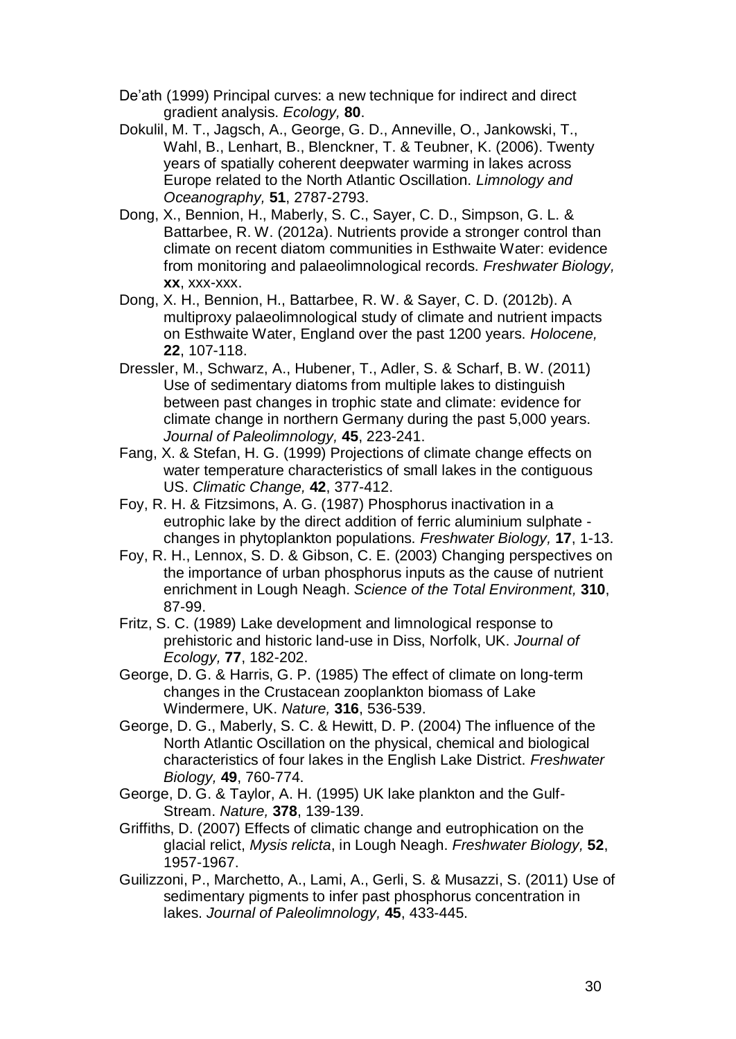De'ath (1999) Principal curves: a new technique for indirect and direct gradient analysis. *Ecology,* **80**.

Dokulil, M. T., Jagsch, A., George, G. D., Anneville, O., Jankowski, T., Wahl, B., Lenhart, B., Blenckner, T. & Teubner, K. (2006). Twenty years of spatially coherent deepwater warming in lakes across Europe related to the North Atlantic Oscillation. *Limnology and Oceanography,* **51**, 2787-2793.

Dong, X., Bennion, H., Maberly, S. C., Sayer, C. D., Simpson, G. L. & Battarbee, R. W. (2012a). Nutrients provide a stronger control than climate on recent diatom communities in Esthwaite Water: evidence from monitoring and palaeolimnological records. *Freshwater Biology,* **xx**, xxx-xxx.

Dong, X. H., Bennion, H., Battarbee, R. W. & Sayer, C. D. (2012b). A multiproxy palaeolimnological study of climate and nutrient impacts on Esthwaite Water, England over the past 1200 years. *Holocene,* **22**, 107-118.

Dressler, M., Schwarz, A., Hubener, T., Adler, S. & Scharf, B. W. (2011) Use of sedimentary diatoms from multiple lakes to distinguish between past changes in trophic state and climate: evidence for climate change in northern Germany during the past 5,000 years. *Journal of Paleolimnology,* **45**, 223-241.

Fang, X. & Stefan, H. G. (1999) Projections of climate change effects on water temperature characteristics of small lakes in the contiguous US. *Climatic Change,* **42**, 377-412.

Foy, R. H. & Fitzsimons, A. G. (1987) Phosphorus inactivation in a eutrophic lake by the direct addition of ferric aluminium sulphate - changes in phytoplankton populations. *Freshwater Biology,* **17**, 1-13.

Foy, R. H., Lennox, S. D. & Gibson, C. E. (2003) Changing perspectives on the importance of urban phosphorus inputs as the cause of nutrient enrichment in Lough Neagh. *Science of the Total Environment,* **310**, 87-99.

Fritz, S. C. (1989) Lake development and limnological response to prehistoric and historic land-use in Diss, Norfolk, UK. *Journal of Ecology,* **77**, 182-202.

George, D. G. & Harris, G. P. (1985) The effect of climate on long-term changes in the Crustacean zooplankton biomass of Lake Windermere, UK. *Nature,* **316**, 536-539.

George, D. G., Maberly, S. C. & Hewitt, D. P. (2004) The influence of the North Atlantic Oscillation on the physical, chemical and biological characteristics of four lakes in the English Lake District. *Freshwater Biology,* **49**, 760-774.

George, D. G. & Taylor, A. H. (1995) UK lake plankton and the Gulf-Stream. *Nature,* **378**, 139-139.

Griffiths, D. (2007) Effects of climatic change and eutrophication on the glacial relict, *Mysis relicta*, in Lough Neagh. *Freshwater Biology,* **52**, 1957-1967.

Guilizzoni, P., Marchetto, A., Lami, A., Gerli, S. & Musazzi, S. (2011) Use of sedimentary pigments to infer past phosphorus concentration in lakes. *Journal of Paleolimnology,* **45**, 433-445.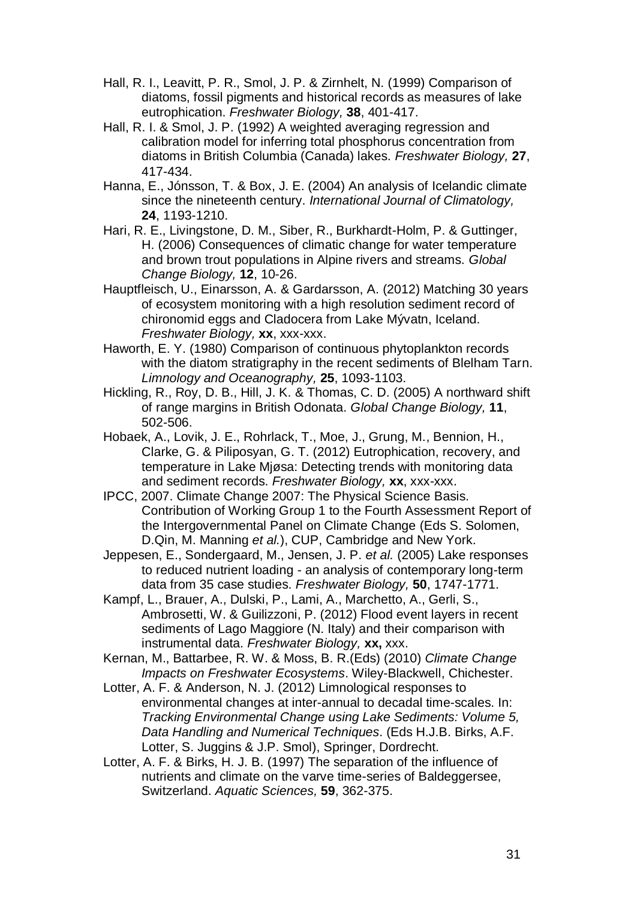Hall, R. I., Leavitt, P. R., Smol, J. P. & Zirnhelt, N. (1999) Comparison of diatoms, fossil pigments and historical records as measures of lake eutrophication. *Freshwater Biology,* **38**, 401-417.

Hall, R. I. & Smol, J. P. (1992) A weighted averaging regression and calibration model for inferring total phosphorus concentration from diatoms in British Columbia (Canada) lakes. *Freshwater Biology,* **27**, 417-434.

Hanna, E., Jónsson, T. & Box, J. E. (2004) An analysis of Icelandic climate since the nineteenth century. *International Journal of Climatology,* **24**, 1193-1210.

Hari, R. E., Livingstone, D. M., Siber, R., Burkhardt-Holm, P. & Guttinger, H. (2006) Consequences of climatic change for water temperature and brown trout populations in Alpine rivers and streams. *Global Change Biology,* **12**, 10-26.

Hauptfleisch, U., Einarsson, A. & Gardarsson, A. (2012) Matching 30 years of ecosystem monitoring with a high resolution sediment record of chironomid eggs and Cladocera from Lake Mývatn, Iceland. *Freshwater Biology,* **xx**, xxx-xxx.

Haworth, E. Y. (1980) Comparison of continuous phytoplankton records with the diatom stratigraphy in the recent sediments of Blelham Tarn. *Limnology and Oceanography,* **25**, 1093-1103.

Hickling, R., Roy, D. B., Hill, J. K. & Thomas, C. D. (2005) A northward shift of range margins in British Odonata. *Global Change Biology,* **11**, 502-506.

Hobaek, A., Lovik, J. E., Rohrlack, T., Moe, J., Grung, M., Bennion, H., Clarke, G. & Piliposyan, G. T. (2012) Eutrophication, recovery, and temperature in Lake Mjøsa: Detecting trends with monitoring data and sediment records. *Freshwater Biology,* **xx**, xxx-xxx.

IPCC, 2007. Climate Change 2007: The Physical Science Basis. Contribution of Working Group 1 to the Fourth Assessment Report of the Intergovernmental Panel on Climate Change (Eds S. Solomen, D.Qin, M. Manning *et al.*), CUP, Cambridge and New York.

Jeppesen, E., Sondergaard, M., Jensen, J. P. *et al.* (2005) Lake responses to reduced nutrient loading - an analysis of contemporary long-term data from 35 case studies. *Freshwater Biology,* **50**, 1747-1771.

Kampf, L., Brauer, A., Dulski, P., Lami, A., Marchetto, A., Gerli, S., Ambrosetti, W. & Guilizzoni, P. (2012) Flood event layers in recent sediments of Lago Maggiore (N. Italy) and their comparison with instrumental data. *Freshwater Biology,* **xx,** xxx.

Kernan, M., Battarbee, R. W. & Moss, B. R.(Eds) (2010) *Climate Change Impacts on Freshwater Ecosystems*. Wiley-Blackwell, Chichester.

Lotter, A. F. & Anderson, N. J. (2012) Limnological responses to environmental changes at inter-annual to decadal time-scales. In: *Tracking Environmental Change using Lake Sediments: Volume 5, Data Handling and Numerical Techniques*. (Eds H.J.B. Birks, A.F. Lotter, S. Juggins & J.P. Smol), Springer, Dordrecht.

Lotter, A. F. & Birks, H. J. B. (1997) The separation of the influence of nutrients and climate on the varve time-series of Baldeggersee, Switzerland. *Aquatic Sciences,* **59**, 362-375.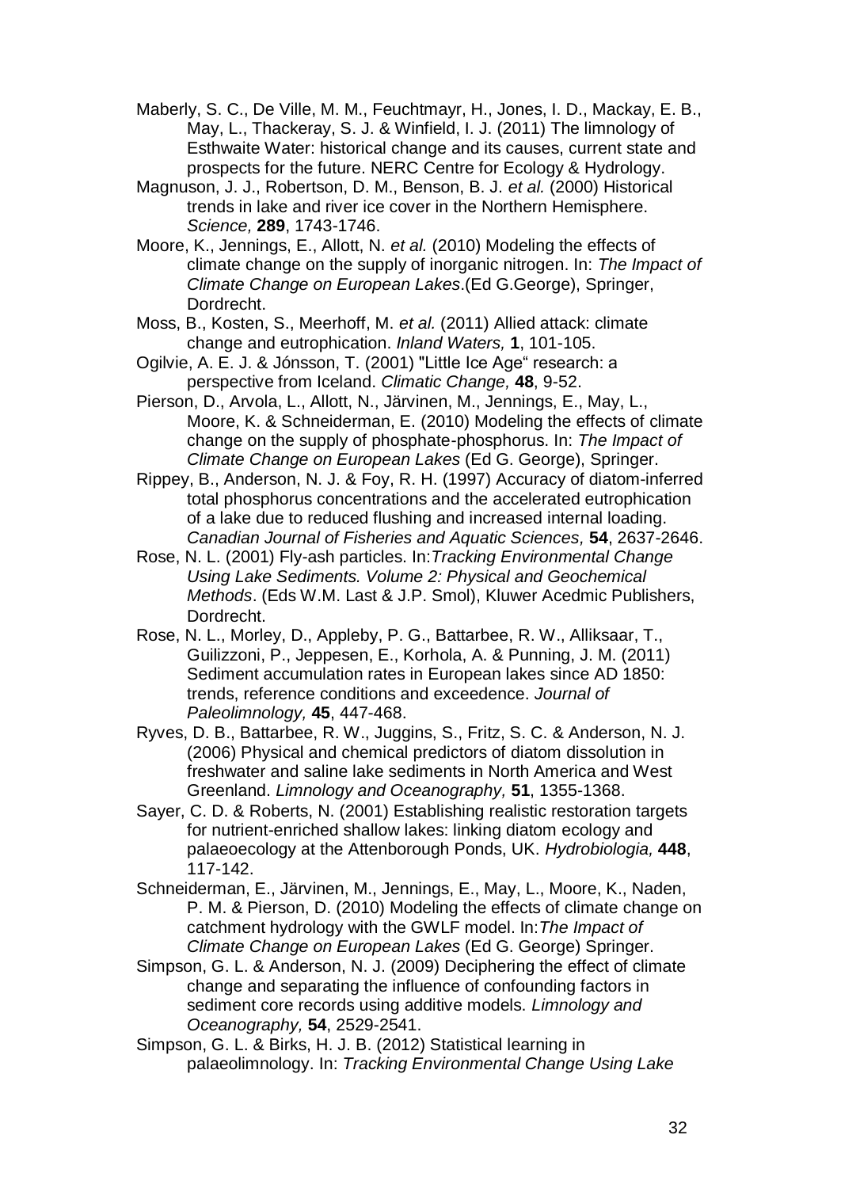Maberly, S. C., De Ville, M. M., Feuchtmayr, H., Jones, I. D., Mackay, E. B., May, L., Thackeray, S. J. & Winfield, I. J. (2011) The limnology of Esthwaite Water: historical change and its causes, current state and prospects for the future. NERC Centre for Ecology & Hydrology.

Magnuson, J. J., Robertson, D. M., Benson, B. J. *et al.* (2000) Historical trends in lake and river ice cover in the Northern Hemisphere. *Science,* **289**, 1743-1746.

Moore, K., Jennings, E., Allott, N. *et al.* (2010) Modeling the effects of climate change on the supply of inorganic nitrogen. In: *The Impact of Climate Change on European Lakes*.(Ed G.George), Springer, Dordrecht.

Moss, B., Kosten, S., Meerhoff, M. *et al.* (2011) Allied attack: climate change and eutrophication. *Inland Waters,* **1**, 101-105.

Ogilvie, A. E. J. & Jónsson, T. (2001) "Little Ice Age" research: a perspective from Iceland. *Climatic Change,* **48**, 9-52.

Pierson, D., Arvola, L., Allott, N., Järvinen, M., Jennings, E., May, L., Moore, K. & Schneiderman, E. (2010) Modeling the effects of climate change on the supply of phosphate-phosphorus. In: *The Impact of Climate Change on European Lakes* (Ed G. George), Springer.

Rippey, B., Anderson, N. J. & Foy, R. H. (1997) Accuracy of diatom-inferred total phosphorus concentrations and the accelerated eutrophication of a lake due to reduced flushing and increased internal loading. *Canadian Journal of Fisheries and Aquatic Sciences,* **54**, 2637-2646.

Rose, N. L. (2001) Fly-ash particles. In:*Tracking Environmental Change Using Lake Sediments. Volume 2: Physical and Geochemical Methods*. (Eds W.M. Last & J.P. Smol), Kluwer Acedmic Publishers, Dordrecht.

Rose, N. L., Morley, D., Appleby, P. G., Battarbee, R. W., Alliksaar, T., Guilizzoni, P., Jeppesen, E., Korhola, A. & Punning, J. M. (2011) Sediment accumulation rates in European lakes since AD 1850: trends, reference conditions and exceedence. *Journal of Paleolimnology,* **45**, 447-468.

Ryves, D. B., Battarbee, R. W., Juggins, S., Fritz, S. C. & Anderson, N. J. (2006) Physical and chemical predictors of diatom dissolution in freshwater and saline lake sediments in North America and West Greenland. *Limnology and Oceanography,* **51**, 1355-1368.

Sayer, C. D. & Roberts, N. (2001) Establishing realistic restoration targets for nutrient-enriched shallow lakes: linking diatom ecology and palaeoecology at the Attenborough Ponds, UK. *Hydrobiologia,* **448**, 117-142.

Schneiderman, E., Järvinen, M., Jennings, E., May, L., Moore, K., Naden, P. M. & Pierson, D. (2010) Modeling the effects of climate change on catchment hydrology with the GWLF model. In:*The Impact of Climate Change on European Lakes* (Ed G. George) Springer.

Simpson, G. L. & Anderson, N. J. (2009) Deciphering the effect of climate change and separating the influence of confounding factors in sediment core records using additive models. *Limnology and Oceanography,* **54**, 2529-2541.

Simpson, G. L. & Birks, H. J. B. (2012) Statistical learning in palaeolimnology. In: *Tracking Environmental Change Using Lake*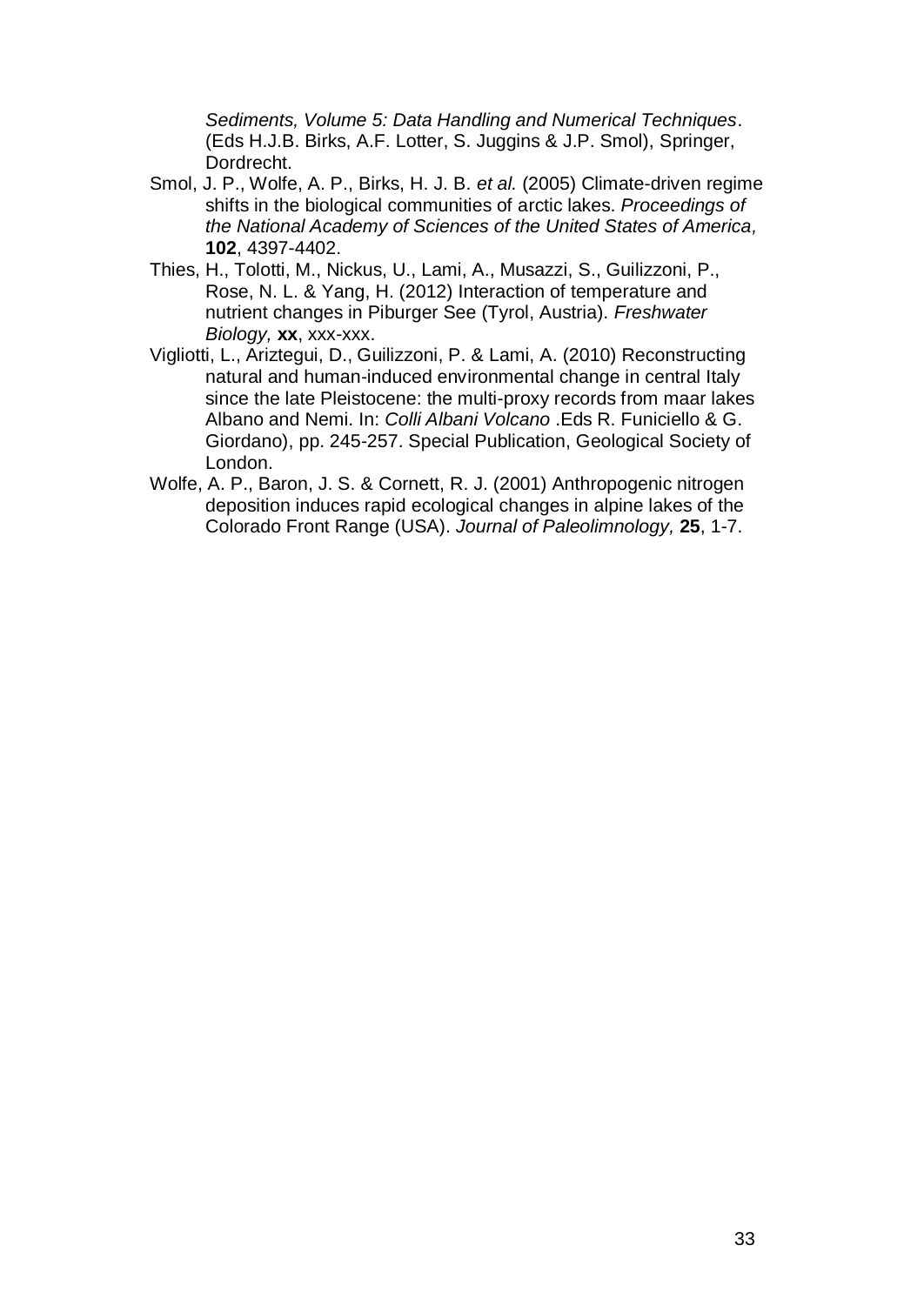*Sediments, Volume 5: Data Handling and Numerical Techniques*. (Eds H.J.B. Birks, A.F. Lotter, S. Juggins & J.P. Smol), Springer, Dordrecht.

Smol, J. P., Wolfe, A. P., Birks, H. J. B. *et al.* (2005) Climate-driven regime shifts in the biological communities of arctic lakes. *Proceedings of the National Academy of Sciences of the United States of America,* **102**, 4397-4402.

Thies, H., Tolotti, M., Nickus, U., Lami, A., Musazzi, S., Guilizzoni, P., Rose, N. L. & Yang, H. (2012) Interaction of temperature and nutrient changes in Piburger See (Tyrol, Austria). *Freshwater Biology,* **xx**, xxx-xxx.

Vigliotti, L., Ariztegui, D., Guilizzoni, P. & Lami, A. (2010) Reconstructing natural and human-induced environmental change in central Italy since the late Pleistocene: the multi-proxy records from maar lakes Albano and Nemi. In: *Colli Albani Volcano* .Eds R. Funiciello & G. Giordano), pp. 245-257. Special Publication, Geological Society of London.

Wolfe, A. P., Baron, J. S. & Cornett, R. J. (2001) Anthropogenic nitrogen deposition induces rapid ecological changes in alpine lakes of the Colorado Front Range (USA). *Journal of Paleolimnology,* **25**, 1-7.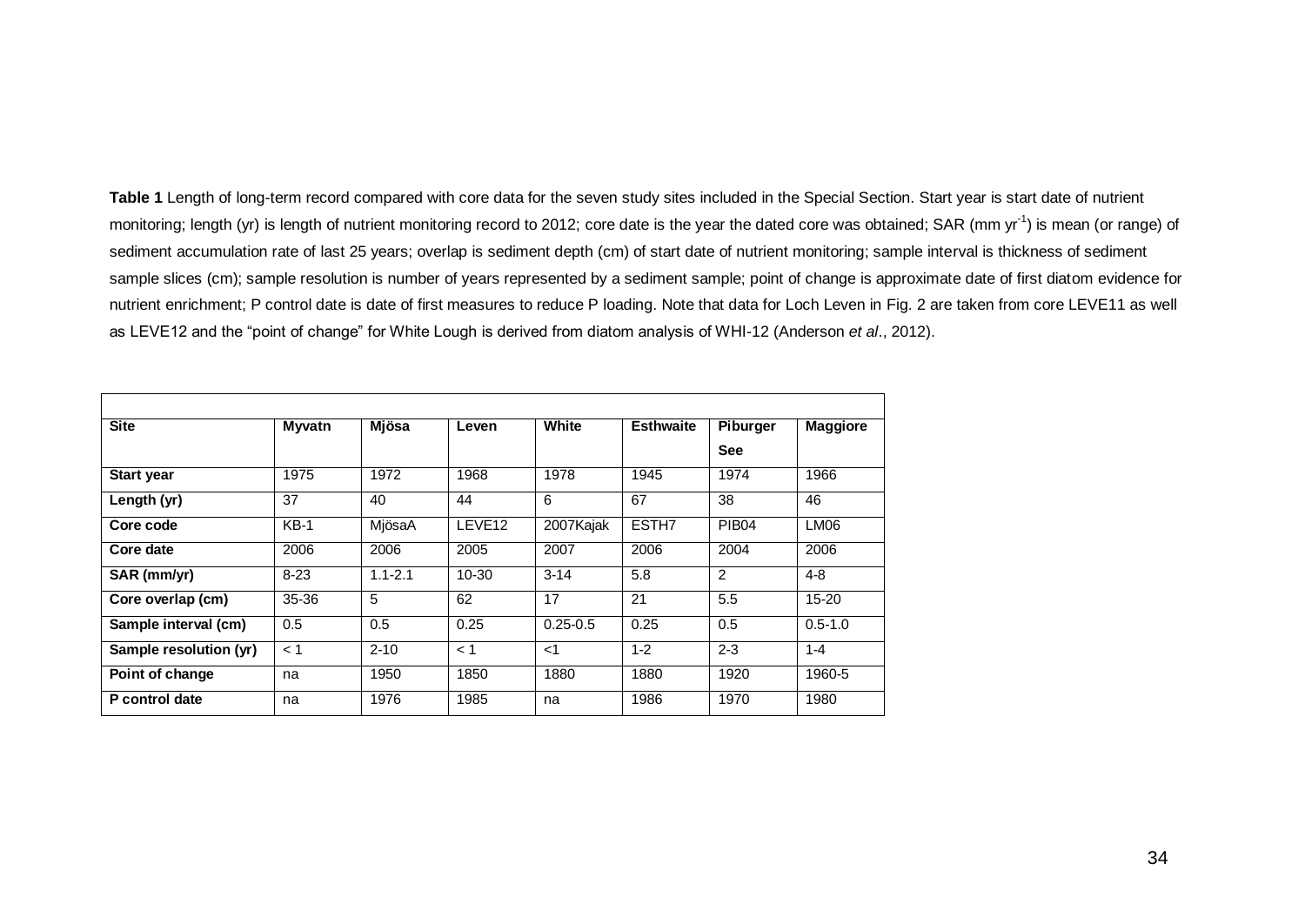**Table 1** Length of long-term record compared with core data for the seven study sites included in the Special Section. Start year is start date of nutrient monitoring; length (yr) is length of nutrient monitoring record to 2012; core date is the year the dated core was obtained; SAR (mm $yr^{-1}$) is mean (or range) of sediment accumulation rate of last 25 years; overlap is sediment depth (cm) of start date of nutrient monitoring; sample interval is thickness of sediment sample slices (cm); sample resolution is number of years represented by a sediment sample; point of change is approximate date of first diatom evidence for nutrient enrichment; P control date is date of first measures to reduce P loading. Note that data for Loch Leven in Fig. 2 are taken from core LEVE11 as well as LEVE12 and the "point of change" for White Lough is derived from diatom analysis of WHI-12 (Anderson *et al*., 2012).

| Site | Myvatn | Mjösa | Leven | White | Esthwaite | Piburger See | Maggiore |
|---|---|---|---|---|---|---|---|
| Start year | 1975 | 1972 | 1968 | 1978 | 1945 | 1974 | 1966 |
| Length (yr) | 37 | 40 | 44 | 6 | 67 | 38 | 46 |
| Core code | KB-1 | MjösaA | LEVE12 | 2007Kajak | ESTH7 | PIB04 | LM06 |
| Core date | 2006 | 2006 | 2005 | 2007 | 2006 | 2004 | 2006 |
| SAR (mm/yr) | 8-23 | 1.1-2.1 | 10-30 | 3-14 | 5.8 | 2 | 4-8 |
| Core overlap (cm) | 35-36 | 5 | 62 | 17 | 21 | 5.5 | 15-20 |
| Sample interval (cm) | 0.5 | 0.5 | 0.25 | 0.25-0.5 | 0.25 | 0.5 | 0.5-1.0 |
| Sample resolution (yr) | < 1 | 2-10 | < 1 | <1 | 1-2 | 2-3 | 1-4 |
| Point of change | na | 1950 | 1850 | 1880 | 1880 | 1920 | 1960-5 |
| P control date | na | 1976 | 1985 | na | 1986 | 1970 | 1980 |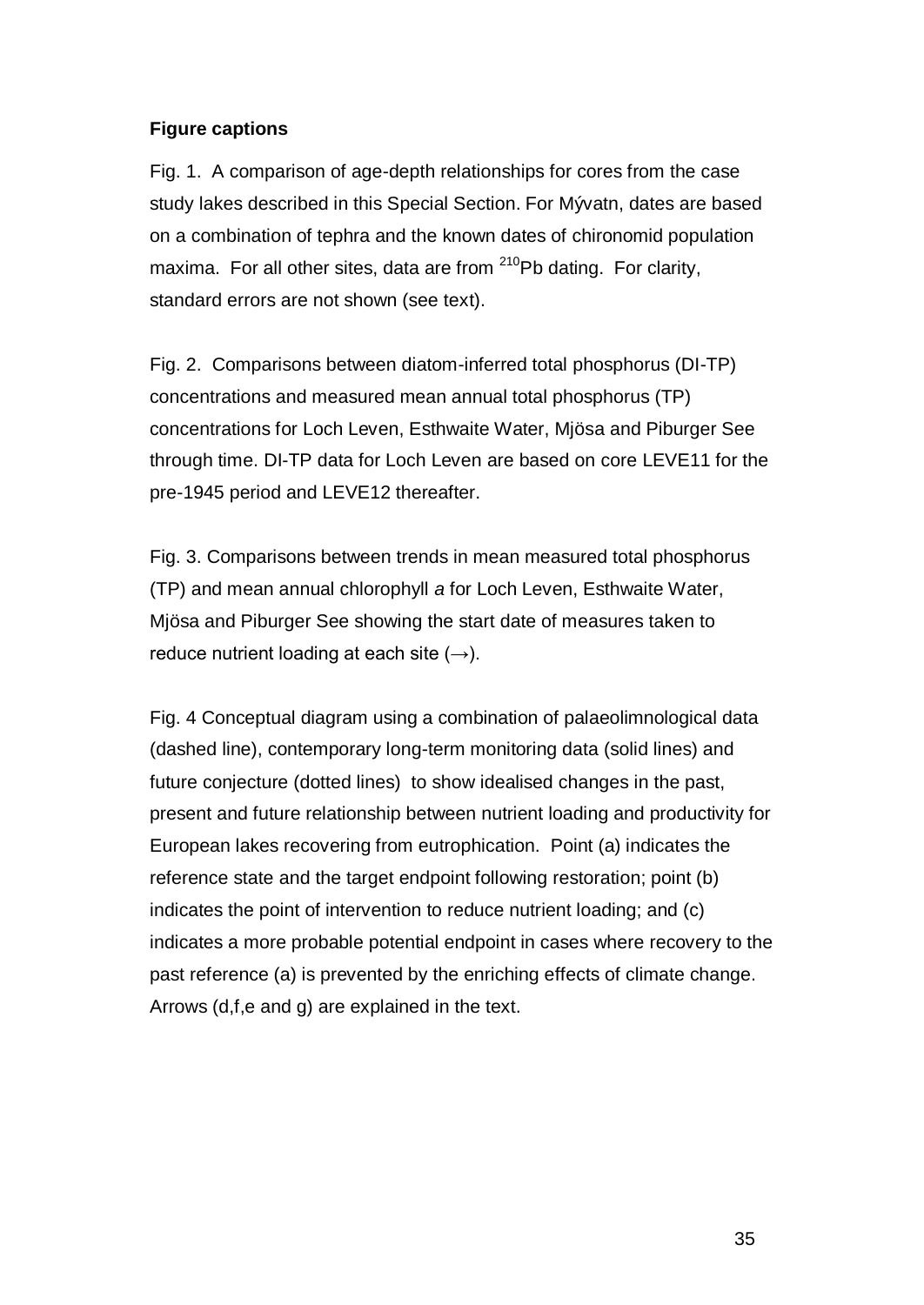**Figure captions**

Fig. 1. A comparison of age-depth relationships for cores from the case study lakes described in this Special Section. For Mývatn, dates are based on a combination of tephra and the known dates of chironomid population maxima. For all other sites, data are from $^{210}$Pb dating. For clarity, standard errors are not shown (see text).

Fig. 2. Comparisons between diatom-inferred total phosphorus (DI-TP) concentrations and measured mean annual total phosphorus (TP) concentrations for Loch Leven, Esthwaite Water, Mjösa and Piburger See through time. DI-TP data for Loch Leven are based on core LEVE11 for the pre-1945 period and LEVE12 thereafter.

Fig. 3. Comparisons between trends in mean measured total phosphorus (TP) and mean annual chlorophyll *a* for Loch Leven, Esthwaite Water, Mjösa and Piburger See showing the start date of measures taken to reduce nutrient loading at each site (→).

Fig. 4 Conceptual diagram using a combination of palaeolimnological data (dashed line), contemporary long-term monitoring data (solid lines) and future conjecture (dotted lines) to show idealised changes in the past, present and future relationship between nutrient loading and productivity for European lakes recovering from eutrophication. Point (a) indicates the reference state and the target endpoint following restoration; point (b) indicates the point of intervention to reduce nutrient loading; and (c) indicates a more probable potential endpoint in cases where recovery to the past reference (a) is prevented by the enriching effects of climate change. Arrows (d,f,e and g) are explained in the text.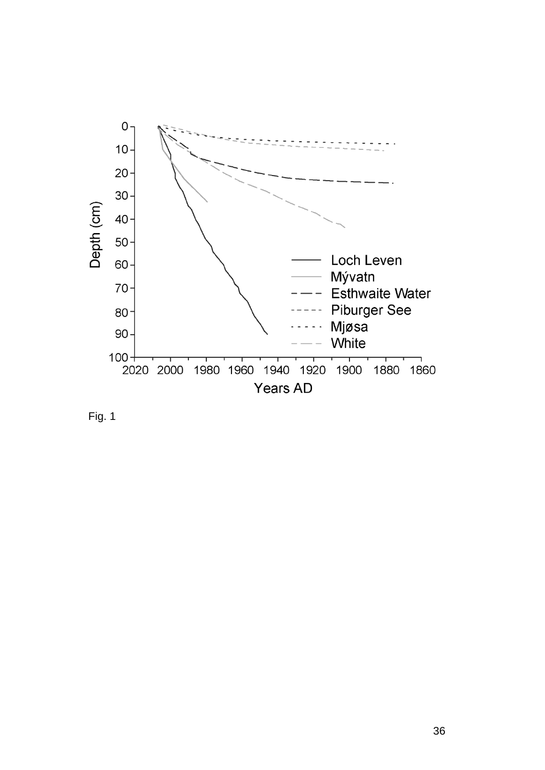Fig. 1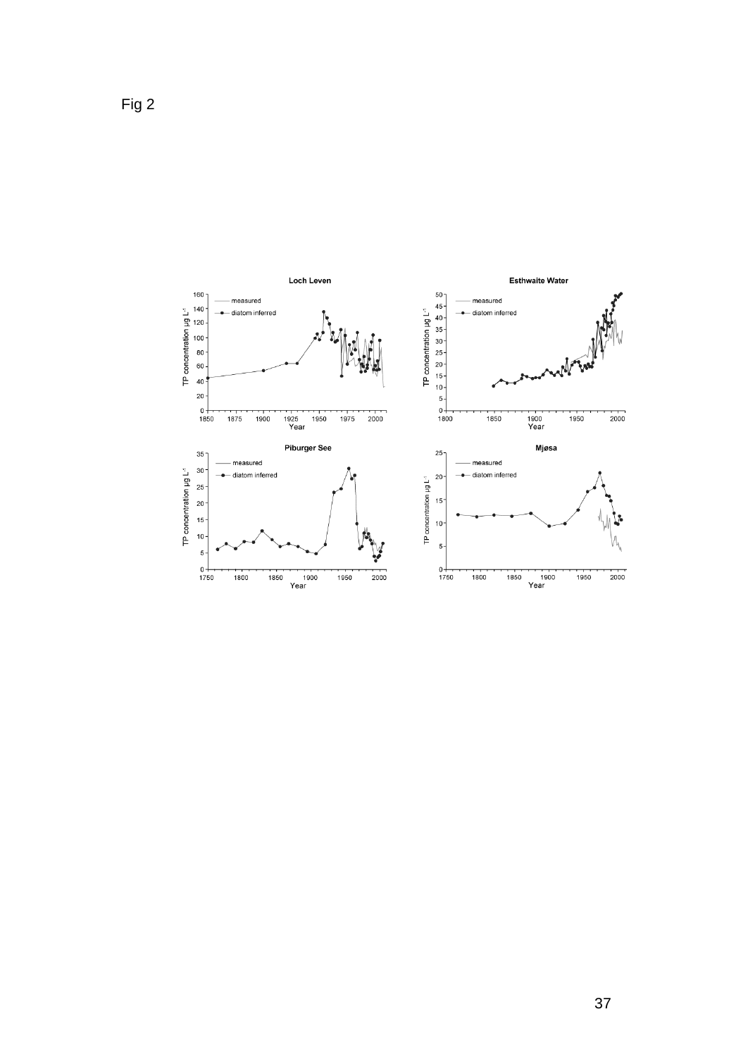Fig 2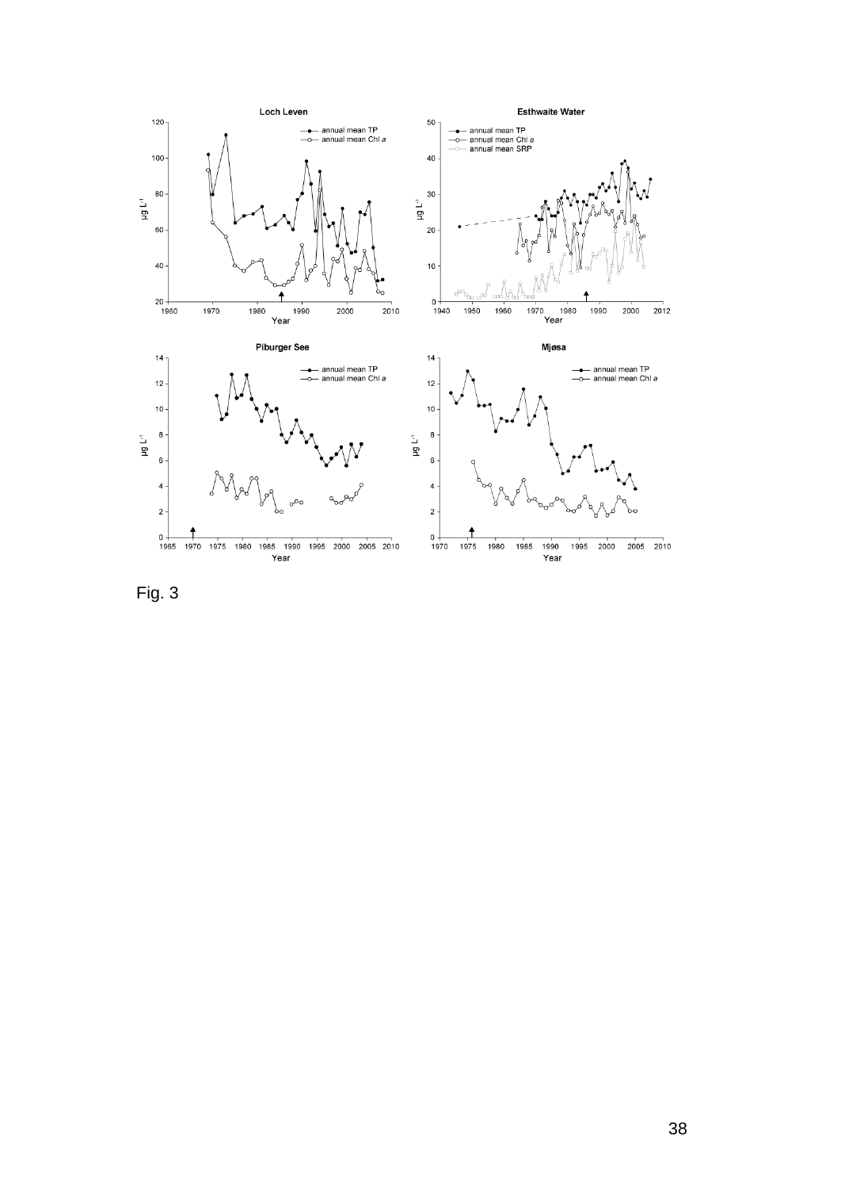Fig. 3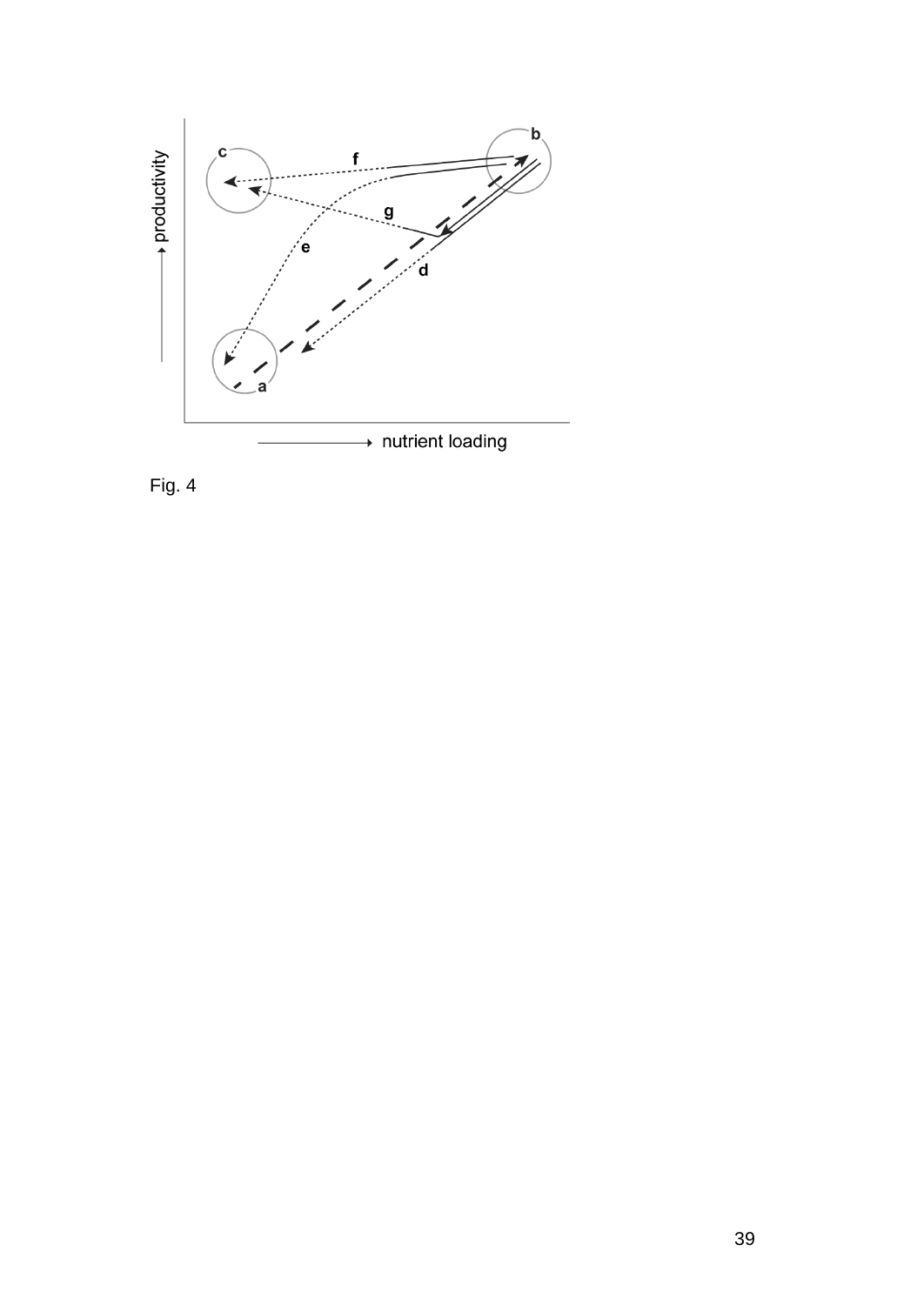productivity

nutrient loading

c

b

f

g

e

d

a

Fig. 4